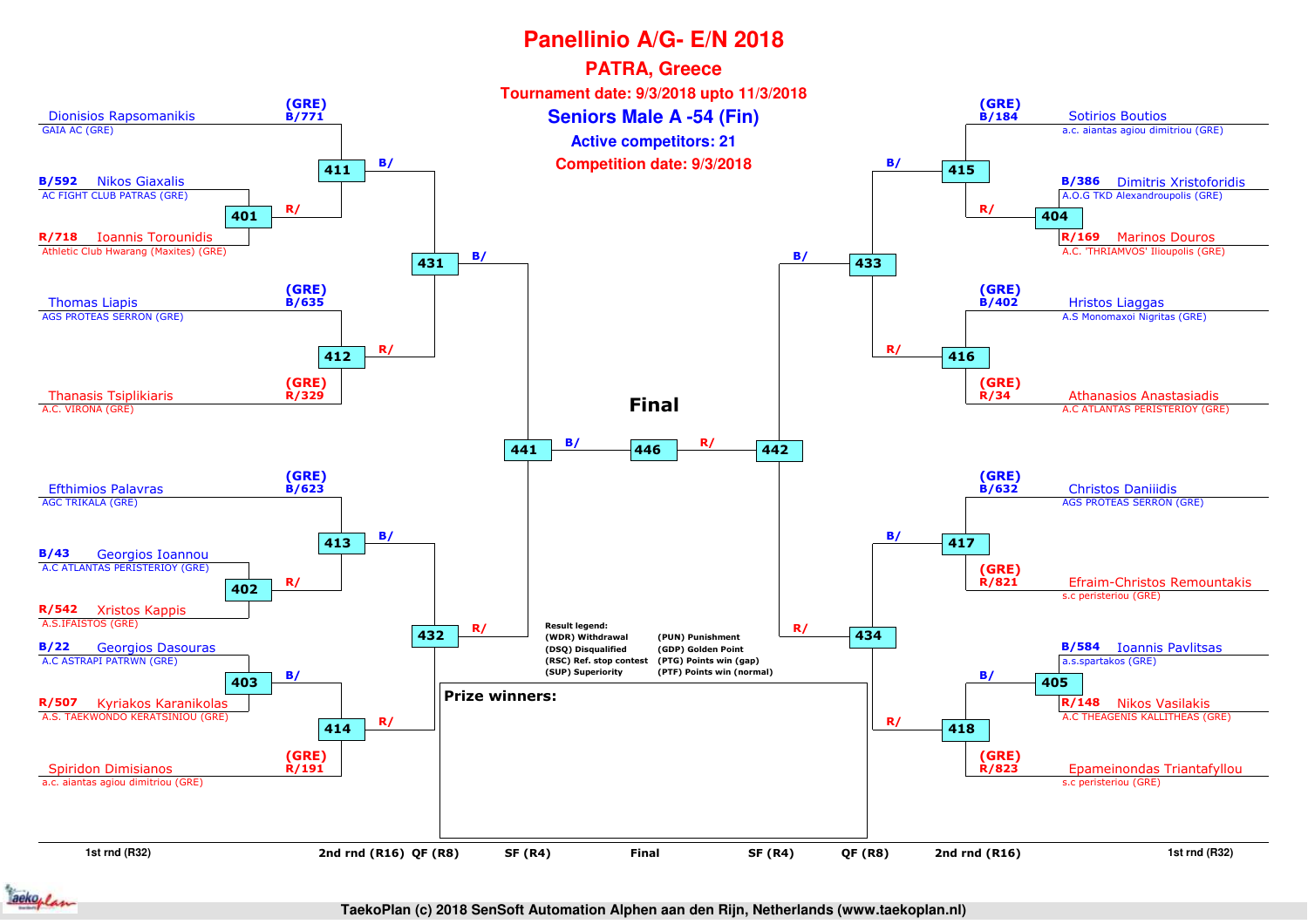# Panellinio A/G- E/N 2018

## PATRA, Greece

**Tournament date: 9/3/2018 upto 11/3/2018**

## Seniors Male A -54 (Fin)

**Active competitors: 21**

**Competition date: 9/3/2018**

### Left side of bracket

| 1st rnd (R32) | 2nd rnd (R16) | QF (R8) | SF (R4) |
|---|---|---|---|
| | (GRE) B/771 Dionisios Rapsomanikis – GAIA AC (GRE) | 411 | 431 |
| B/592 Nikos Giaxalis – AC FIGHT CLUB PATRAS (GRE) / R/718 Ioannis Torounidis – Athletic Club Hwarang (Maxites) (GRE) | 401 | 411 | 431 |
| | (GRE) B/635 Thomas Liapis – AGS PROTEAS SERRON (GRE) | 412 | 431 |
| | (GRE) R/329 Thanasis Tsiplikiaris – A.C. VIRONA (GRE) | 412 | 431 |
| | (GRE) B/623 Efthimios Palavras – AGC TRIKALA (GRE) | 413 | 432 |
| B/43 Georgios Ioannou – A.C ATLANTAS PERISTERIOY (GRE) / R/542 Xristos Kappis – A.S.IFAISTOS (GRE) | 402 | 413 | 432 |
| B/22 Georgios Dasouras – A.C ASTRAPI PATRWN (GRE) / R/507 Kyriakos Karanikolas – A.S. TAEKWONDO KERATSINIOU (GRE) | 403 | 414 | 432 |
| | (GRE) R/191 Spiridon Dimisianos – a.c. aiantas agiou dimitriou (GRE) | 414 | 432 |

### Right side of bracket

| 1st rnd (R32) | 2nd rnd (R16) | QF (R8) | SF (R4) |
|---|---|---|---|
| | (GRE) B/184 Sotirios Boutios – a.c. aiantas agiou dimitriou (GRE) | 415 | 433 |
| B/386 Dimitris Xristoforidis – A.O.G TKD Alexandroupolis (GRE) / R/169 Marinos Douros – A.C. 'THRIAMVOS' Ilioupolis (GRE) | 404 | 415 | 433 |
| | (GRE) B/402 Hristos Liaggas – A.S Monomaxoi Nigritas (GRE) | 416 | 433 |
| | (GRE) R/34 Athanasios Anastasiadis – A.C ATLANTAS PERISTERIOY (GRE) | 416 | 433 |
| | (GRE) B/632 Christos Daniiidis – AGS PROTEAS SERRON (GRE) | 417 | 434 |
| | (GRE) R/821 Efraim-Christos Remountakis – s.c peristeriou (GRE) | 417 | 434 |
| B/584 Ioannis Pavlitsas – a.s.spartakos (GRE) / R/148 Nikos Vasilakis – A.C THEAGENIS KALLITHEAS (GRE) | 405 | 418 | 434 |
| | (GRE) R/823 Epameinondas Triantafyllou – s.c peristeriou (GRE) | 418 | 434 |

### Final

441 (B/) – 446 – (R/) 442

**Result legend:**
- (WDR) Withdrawal
- (DSQ) Disqualified
- (RSC) Ref. stop contest
- (SUP) Superiority
- (PUN) Punishment
- (GDP) Golden Point
- (PTG) Points win (gap)
- (PTF) Points win (normal)

**Prize winners:**

1st rnd (R32) | 2nd rnd (R16) | QF (R8) | SF (R4) | Final | SF (R4) | QF (R8) | 2nd rnd (R16) | 1st rnd (R32)

TaekoPlan (c) 2018 SenSoft Automation Alphen aan den Rijn, Netherlands (www.taekoplan.nl)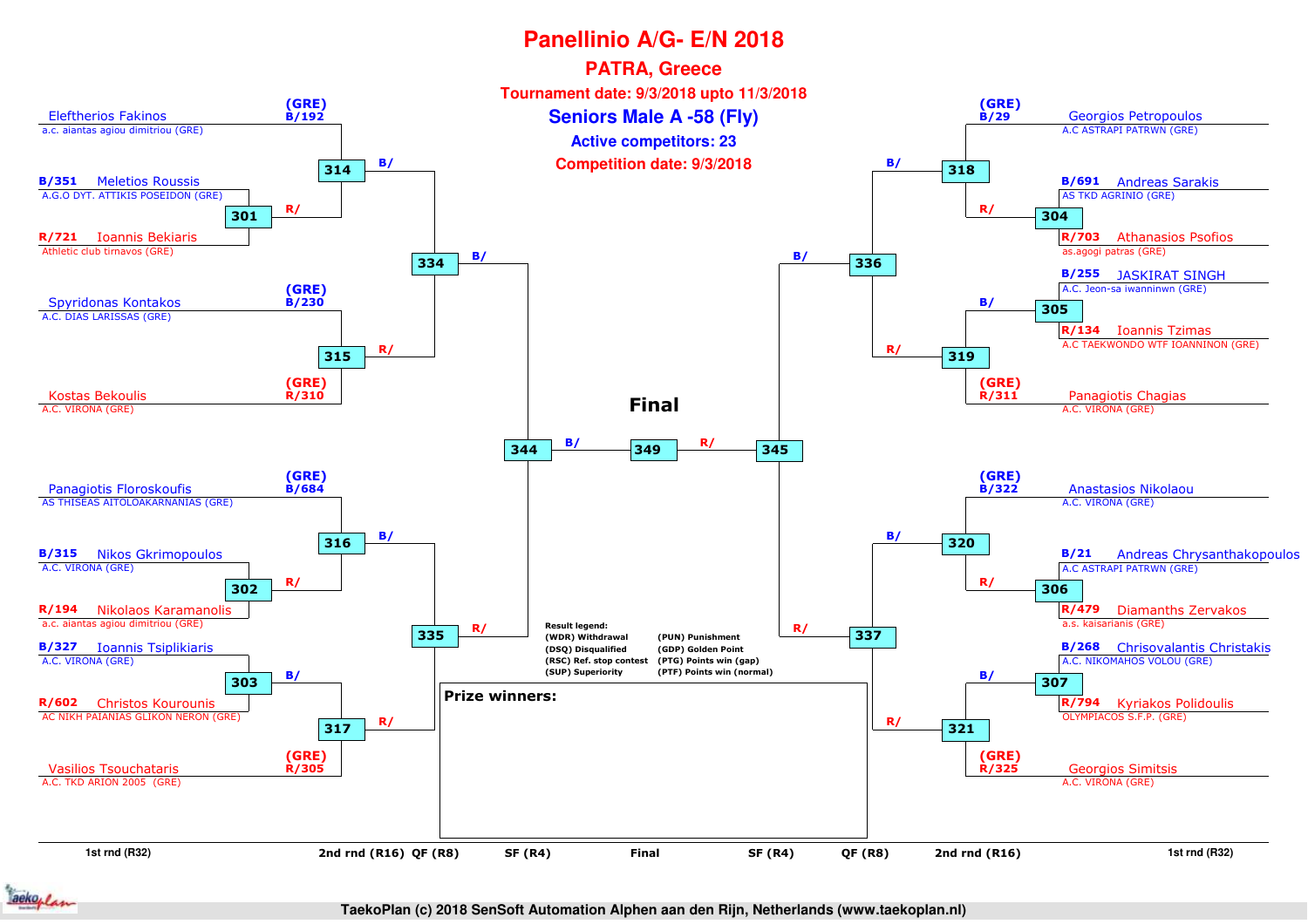# Panellinio A/G- E/N 2018

## PATRA, Greece

**Tournament date: 9/3/2018 upto 11/3/2018**

**Seniors Male A -58 (Fly)**

**Active competitors: 23**

**Competition date: 9/3/2018**

### Left side of bracket

| Position | Competitor | Club | Match |
|---|---|---|---|
| (GRE) B/192 | Eleftherios Fakinos | a.c. aiantas agiou dimitriou (GRE) | 314 (B) |
| B/351 | Meletios Roussis | A.G.O DYT. ATTIKIS POSEIDON (GRE) | 301 (B) → 314 (R) |
| R/721 | Ioannis Bekiaris | Athletic club tirnavos (GRE) | 301 (R) |
| (GRE) B/230 | Spyridonas Kontakos | A.C. DIAS LARISSAS (GRE) | 315 (B) |
| (GRE) R/310 | Kostas Bekoulis | A.C. VIRONA (GRE) | 315 (R) |
| (GRE) B/684 | Panagiotis Floroskoufis | AS THISEAS AITOLOAKARNANIAS (GRE) | 316 (B) |
| B/315 | Nikos Gkrimopoulos | A.C. VIRONA (GRE) | 302 (B) → 316 (R) |
| R/194 | Nikolaos Karamanolis | a.c. aiantas agiou dimitriou (GRE) | 302 (R) |
| B/327 | Ioannis Tsiplikiaris | A.C. VIRONA (GRE) | 303 (B) → 317 (B) |
| R/602 | Christos Kourounis | AC NIKH PAIANIAS GLIKON NERON (GRE) | 303 (R) |
| (GRE) R/305 | Vasilios Tsouchataris | A.C. TKD ARION 2005 (GRE) | 317 (R) |

Match progression (left): 314 (B/) and 315 (R/) → 334; 316 (B/) and 317 (R/) → 335; 334 (B/) and 335 (R/) → 344

### Right side of bracket

| Position | Competitor | Club | Match |
|---|---|---|---|
| (GRE) B/29 | Georgios Petropoulos | A.C ASTRAPI PATRWN (GRE) | 318 (B) |
| B/691 | Andreas Sarakis | AS TKD AGRINIO (GRE) | 304 (B) → 318 (R) |
| R/703 | Athanasios Psofios | as.agogi patras (GRE) | 304 (R) |
| B/255 | JASKIRAT SINGH | A.C. Jeon-sa iwanninwn (GRE) | 305 (B) → 319 (B) |
| R/134 | Ioannis Tzimas | A.C TAEKWONDO WTF IOANNINON (GRE) | 305 (R) |
| (GRE) R/311 | Panagiotis Chagias | A.C. VIRONA (GRE) | 319 (R) |
| (GRE) B/322 | Anastasios Nikolaou | A.C. VIRONA (GRE) | 320 (B) |
| B/21 | Andreas Chrysanthakopoulos | A.C ASTRAPI PATRWN (GRE) | 306 (B) → 320 (R) |
| R/479 | Diamanths Zervakos | a.s. kaisarianis (GRE) | 306 (R) |
| B/268 | Chrisovalantis Christakis | A.C. NIKOMAHOS VOLOU (GRE) | 307 (B) → 321 (B) |
| R/794 | Kyriakos Polidoulis | OLYMPIACOS S.F.P. (GRE) | 307 (R) |
| (GRE) R/325 | Georgios Simitsis | A.C. VIRONA (GRE) | 321 (R) |

Match progression (right): 318 (B/) and 319 (R/) → 336; 320 (B/) and 321 (R/) → 337; 336 (B/) and 337 (R/) → 345

### Final

344 (B/) — **349** — 345 (R/)

**Result legend:**

- (WDR) Withdrawal
- (DSQ) Disqualified
- (RSC) Ref. stop contest
- (SUP) Superiority
- (PUN) Punishment
- (GDP) Golden Point
- (PTG) Points win (gap)
- (PTF) Points win (normal)

**Prize winners:**

1st rnd (R32) | 2nd rnd (R16) | QF (R8) | SF (R4) | Final | SF (R4) | QF (R8) | 2nd rnd (R16) | 1st rnd (R32)

TaekoPlan (c) 2018 SenSoft Automation Alphen aan den Rijn, Netherlands (www.taekoplan.nl)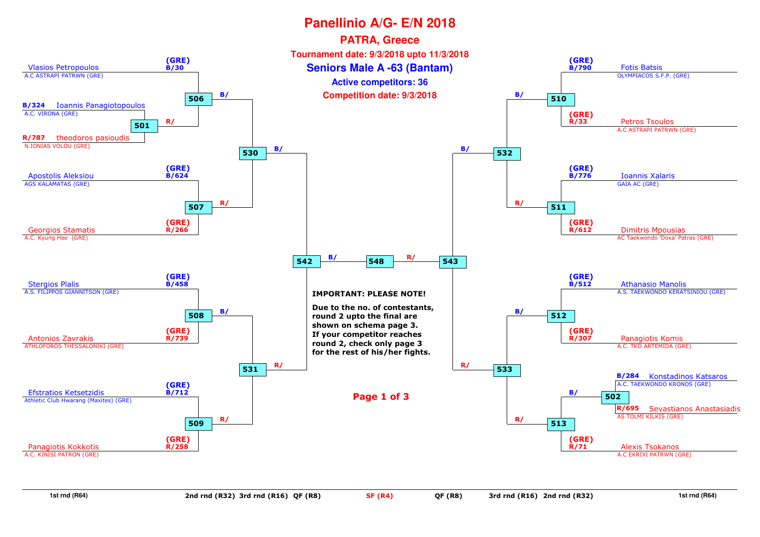# Panellinio A/G- E/N 2018

## PATRA, Greece

**Tournament date: 9/3/2018 upto 11/3/2018**

## Seniors Male A -63 (Bantam)

**Active competitors: 36**

**Competition date: 9/3/2018**

### Left bracket

| Match | Blue | Red |
|---|---|---|
| 501 | B/324 Ioannis Panagiotopoulos – A.C. VIRONA (GRE) | R/787 theodoros pasioudis – N.IONIAS VOLOU (GRE) |
| 506 | (GRE) B/30 Vlasios Petropoulos – A.C ASTRAPI PATRWN (GRE) | Winner 501 |
| 507 | (GRE) B/624 Apostolis Aleksiou – AGS KALAMATAS (GRE) | (GRE) R/266 Georgios Stamatis – A.C. Kyung Hee (GRE) |
| 508 | (GRE) B/458 Stergios Plalis – A.S. FILIPPOS GIANNITSON (GRE) | (GRE) R/739 Antonios Zavrakis – ATHLOFOROS THESSALONIKI (GRE) |
| 509 | (GRE) B/712 Efstratios Ketsetzidis – Athletic Club Hwarang (Maxites) (GRE) | (GRE) R/258 Panagiotis Kokkotis – A.C. KINISI PATRON (GRE) |
| 530 | Winner 506 | Winner 507 |
| 531 | Winner 508 | Winner 509 |
| 542 | Winner 530 | Winner 531 |

### Right bracket

| Match | Blue | Red |
|---|---|---|
| 502 | B/284 Konstadinos Katsaros – A.C. TAEKWONDO KRONOS (GRE) | R/695 Sevastianos Anastasiadis – AS TOLMI KILKIS (GRE) |
| 510 | (GRE) B/790 Fotis Batsis – OLYMPIACOS S.F.P. (GRE) | (GRE) R/33 Petros Tsoulos – A.C ASTRAPI PATRWN (GRE) |
| 511 | (GRE) B/776 Ioannis Xalaris – GAIA AC (GRE) | (GRE) R/612 Dimitris Mpousias – AC Taekwondo 'Doxa' Patras (GRE) |
| 512 | (GRE) B/512 Athanasio Manolis – A.S. TAEKWONDO KERATSINIOU (GRE) | (GRE) R/307 Panagiotis Komis – A.C. TKD ARTEMIDA (GRE) |
| 513 | Winner 502 | (GRE) R/71 Alexis Tsokanos – A.C EKRIXI PATRWN (GRE) |
| 532 | Winner 510 | Winner 511 |
| 533 | Winner 512 | Winner 513 |
| 543 | Winner 532 | Winner 533 |

### Final

| Match | Blue | Red |
|---|---|---|
| 548 | Winner 542 | Winner 543 |

**IMPORTANT: PLEASE NOTE!**

**Due to the no. of contestants, round 2 upto the final are shown on schema page 3. If your competitor reaches round 2, check only page 3 for the rest of his/her fights.**

1st rnd (R64) | 2nd rnd (R32) | 3rd rnd (R16) | QF (R8) | SF (R4) | QF (R8) | 3rd rnd (R16) | 2nd rnd (R32) | 1st rnd (R64)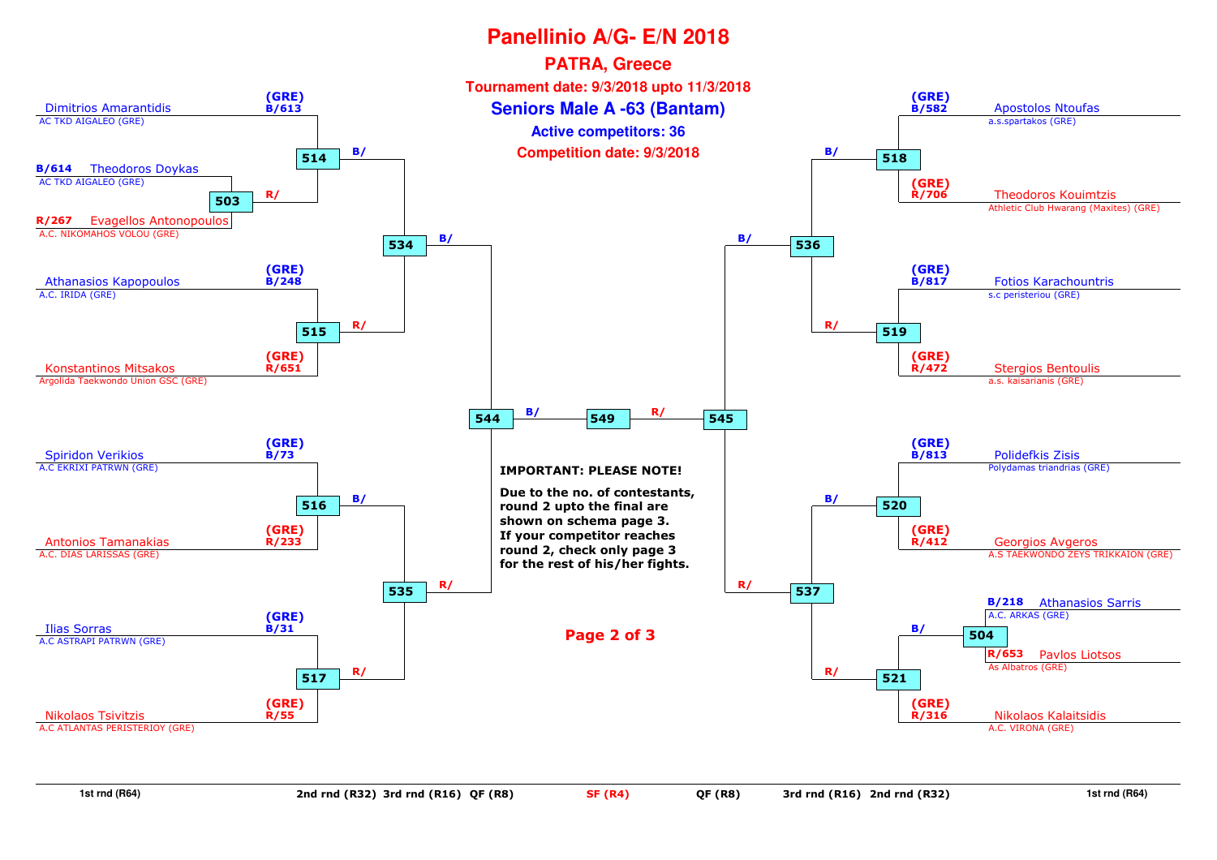# Panellinio A/G- E/N 2018

## PATRA, Greece

**Tournament date: 9/3/2018 upto 11/3/2018**

## Seniors Male A -63 (Bantam)

**Active competitors: 36**

**Competition date: 9/3/2018**

### Left side

| Match | Blue | Red |
|---|---|---|
| 503 | B/614 Theodoros Doykas – AC TKD AIGALEO (GRE) | R/267 Evagellos Antonopoulos – A.C. NIKOMAHOS VOLOU (GRE) |
| 514 | (GRE) B/613 Dimitrios Amarantidis – AC TKD AIGALEO (GRE) | Winner 503 |
| 515 | (GRE) B/248 Athanasios Kapopoulos – A.C. IRIDA (GRE) | (GRE) R/651 Konstantinos Mitsakos – Argolida Taekwondo Union GSC (GRE) |
| 516 | (GRE) B/73 Spiridon Verikios – A.C EKRIXI PATRWN (GRE) | (GRE) R/233 Antonios Tamanakias – A.C. DIAS LARISSAS (GRE) |
| 517 | (GRE) B/31 Ilias Sorras – A.C ASTRAPI PATRWN (GRE) | (GRE) R/55 Nikolaos Tsivitzis – A.C ATLANTAS PERISTERIOY (GRE) |
| 534 | Winner 514 | Winner 515 |
| 535 | Winner 516 | Winner 517 |
| 544 | Winner 534 | Winner 535 |

### Right side

| Match | Blue | Red |
|---|---|---|
| 504 | B/218 Athanasios Sarris – A.C. ARKAS (GRE) | R/653 Pavlos Liotsos – As Albatros (GRE) |
| 518 | (GRE) B/582 Apostolos Ntoufas – a.s.spartakos (GRE) | (GRE) R/706 Theodoros Kouimtzis – Athletic Club Hwarang (Maxites) (GRE) |
| 519 | (GRE) B/817 Fotios Karachountris – s.c peristeriou (GRE) | (GRE) R/472 Stergios Bentoulis – a.s. kaisarianis (GRE) |
| 520 | (GRE) B/813 Polidefkis Zisis – Polydamas triandrias (GRE) | (GRE) R/412 Georgios Avgeros – A.S TAEKWONDO ZEYS TRIKKAION (GRE) |
| 521 | Winner 504 | (GRE) R/316 Nikolaos Kalaitsidis – A.C. VIRONA (GRE) |
| 536 | Winner 518 | Winner 519 |
| 537 | Winner 520 | Winner 521 |
| 545 | Winner 536 | Winner 537 |

### Final

| Match | Blue | Red |
|---|---|---|
| 549 | Winner 544 | Winner 545 |

**IMPORTANT: PLEASE NOTE!**

**Due to the no. of contestants, round 2 upto the final are shown on schema page 3. If your competitor reaches round 2, check only page 3 for the rest of his/her fights.**

1st rnd (R64) | 2nd rnd (R32) | 3rd rnd (R16) | QF (R8) | SF (R4) | QF (R8) | 3rd rnd (R16) | 2nd rnd (R32) | 1st rnd (R64)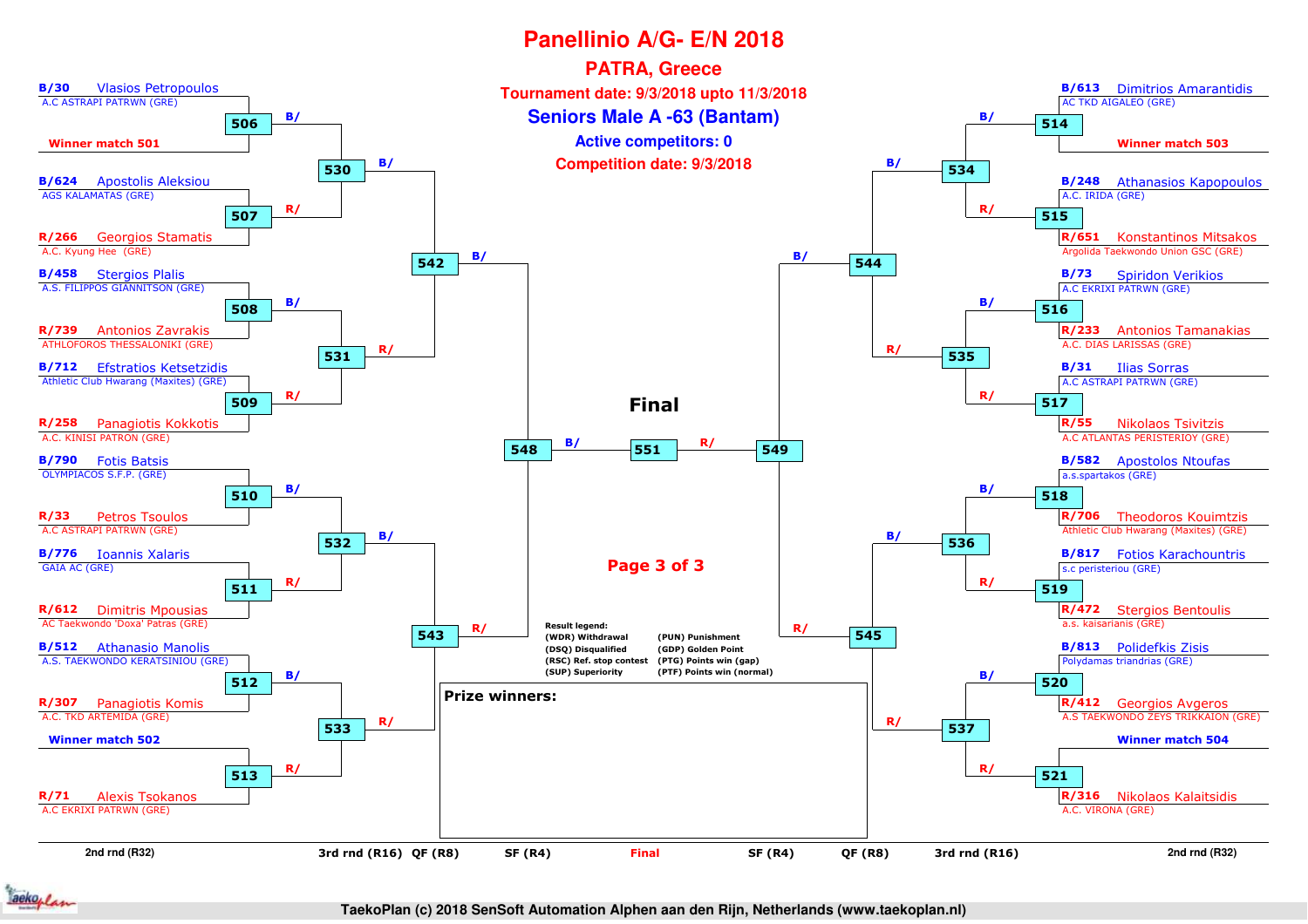# Panellinio A/G- E/N 2018

## PATRA, Greece

**Tournament date: 9/3/2018 upto 11/3/2018**

## Seniors Male A -63 (Bantam)

**Active competitors: 0**

**Competition date: 9/3/2018**

### Left side of bracket

**2nd rnd (R32)**

| Match | Blue | Red |
|---|---|---|
| 506 | B/30 Vlasios Petropoulos – A.C ASTRAPI PATRWN (GRE) | Winner match 501 |
| 507 | B/624 Apostolis Aleksiou – AGS KALAMATAS (GRE) | R/266 Georgios Stamatis – A.C. Kyung Hee (GRE) |
| 508 | B/458 Stergios Plalis – A.S. FILIPPOS GIANNITSON (GRE) | R/739 Antonios Zavrakis – ATHLOFOROS THESSALONIKI (GRE) |
| 509 | B/712 Efstratios Ketsetzidis – Athletic Club Hwarang (Maxites) (GRE) | R/258 Panagiotis Kokkotis – A.C. KINISI PATRON (GRE) |
| 510 | B/790 Fotis Batsis – OLYMPIACOS S.F.P. (GRE) | R/33 Petros Tsoulos – A.C ASTRAPI PATRWN (GRE) |
| 511 | B/776 Ioannis Xalaris – GAIA AC (GRE) | R/612 Dimitris Mpousias – AC Taekwondo 'Doxa' Patras (GRE) |
| 512 | B/512 Athanasio Manolis – A.S. TAEKWONDO KERATSINIOU (GRE) | R/307 Panagiotis Komis – A.C. TKD ARTEMIDA (GRE) |
| 513 | Winner match 502 | R/71 Alexis Tsokanos – A.C EKRIXI PATRWN (GRE) |

**3rd rnd (R16)**

| Match | Blue | Red |
|---|---|---|
| 530 | B/ (winner 506) | R/ (winner 507) |
| 531 | B/ (winner 508) | R/ (winner 509) |
| 532 | B/ (winner 510) | R/ (winner 511) |
| 533 | B/ (winner 512) | R/ (winner 513) |

**QF (R8)**

| Match | Blue | Red |
|---|---|---|
| 542 | B/ (winner 530) | R/ (winner 531) |
| 543 | B/ (winner 532) | R/ (winner 533) |

**SF (R4)**

| Match | Blue | Red |
|---|---|---|
| 548 | B/ (winner 542) | R/ (winner 543) |

### Right side of bracket

**2nd rnd (R32)**

| Match | Blue | Red |
|---|---|---|
| 514 | B/613 Dimitrios Amarantidis – AC TKD AIGALEO (GRE) | Winner match 503 |
| 515 | B/248 Athanasios Kapopoulos – A.C. IRIDA (GRE) | R/651 Konstantinos Mitsakos – Argolida Taekwondo Union GSC (GRE) |
| 516 | B/73 Spiridon Verikios – A.C EKRIXI PATRWN (GRE) | R/233 Antonios Tamanakias – A.C. DIAS LARISSAS (GRE) |
| 517 | B/31 Ilias Sorras – A.C ASTRAPI PATRWN (GRE) | R/55 Nikolaos Tsivitzis – A.C ATLANTAS PERISTERIOY (GRE) |
| 518 | B/582 Apostolos Ntoufas – a.s.spartakos (GRE) | R/706 Theodoros Kouimtzis – Athletic Club Hwarang (Maxites) (GRE) |
| 519 | B/817 Fotios Karachountris – s.c peristeriou (GRE) | R/472 Stergios Bentoulis – a.s. kaisarianis (GRE) |
| 520 | B/813 Polidefkis Zisis – Polydamas triandrias (GRE) | R/412 Georgios Avgeros – A.S TAEKWONDO ZEYS TRIKKAION (GRE) |
| 521 | Winner match 504 | R/316 Nikolaos Kalaitsidis – A.C. VIRONA (GRE) |

**3rd rnd (R16)**

| Match | Blue | Red |
|---|---|---|
| 534 | B/ (winner 514) | R/ (winner 515) |
| 535 | B/ (winner 516) | R/ (winner 517) |
| 536 | B/ (winner 518) | R/ (winner 519) |
| 537 | B/ (winner 520) | R/ (winner 521) |

**QF (R8)**

| Match | Blue | Red |
|---|---|---|
| 544 | B/ (winner 534) | R/ (winner 535) |
| 545 | B/ (winner 536) | R/ (winner 537) |

**SF (R4)**

| Match | Blue | Red |
|---|---|---|
| 549 | B/ (winner 544) | R/ (winner 545) |

### Final

| Match | Blue | Red |
|---|---|---|
| 551 | B/ (winner 548) | R/ (winner 549) |

**Result legend:**

- (WDR) Withdrawal
- (DSQ) Disqualified
- (RSC) Ref. stop contest
- (SUP) Superiority
- (PUN) Punishment
- (GDP) Golden Point
- (PTG) Points win (gap)
- (PTF) Points win (normal)

**Prize winners:**

2nd rnd (R32) | 3rd rnd (R16) | QF (R8) | SF (R4) | Final | SF (R4) | QF (R8) | 3rd rnd (R16) | 2nd rnd (R32)

TaekoPlan (c) 2018 SenSoft Automation Alphen aan den Rijn, Netherlands (www.taekoplan.nl)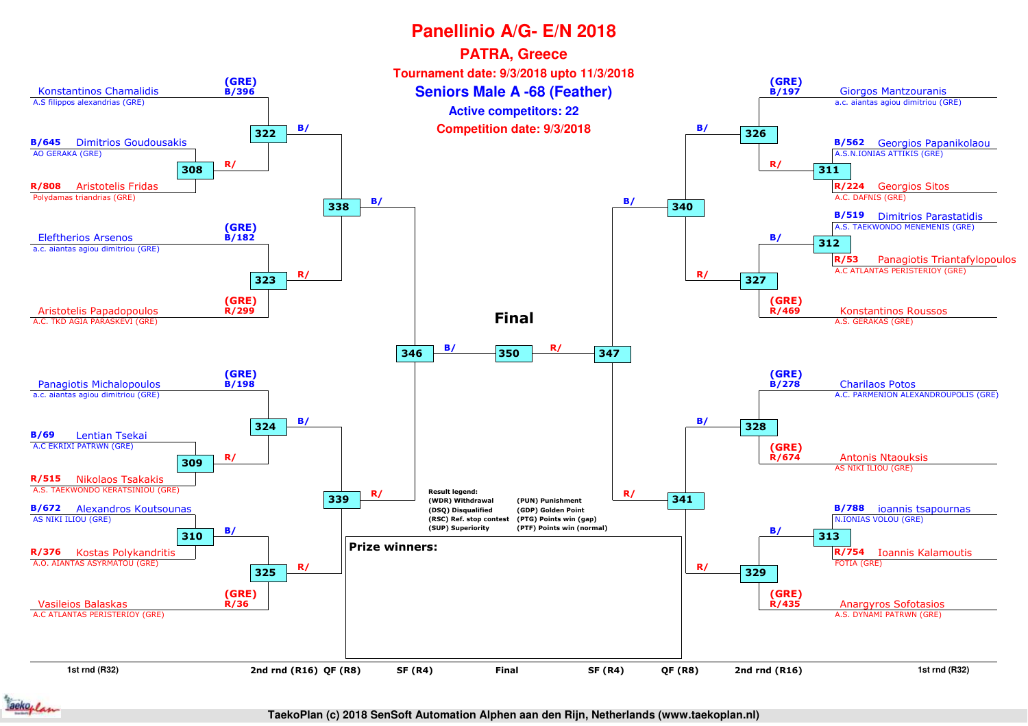# Panellinio A/G- E/N 2018

## PATRA, Greece

**Tournament date: 9/3/2018 upto 11/3/2018**

## Seniors Male A -68 (Feather)

**Active competitors: 22**

**Competition date: 9/3/2018**

### Left half of bracket

**1st round (R32)**

- Match 308: B/645 Dimitrios Goudousakis (AO GERAKA (GRE)) vs R/808 Aristotelis Fridas (Polydamas triandrias (GRE))
- Match 309: B/69 Lentian Tsekai (A.C EKRIXI PATRWN (GRE)) vs R/515 Nikolaos Tsakakis (A.S. TAEKWONDO KERATSINIOU (GRE))
- Match 310: B/672 Alexandros Koutsounas (AS NIKI ILIOU (GRE)) vs R/376 Kostas Polykandritis (A.O. AIANTAS ASYRMATOU (GRE))

**2nd round (R16)**

- Match 322: (GRE) B/396 Konstantinos Chamalidis (A.S filippos alexandrias (GRE)) vs R/ winner of 308
- Match 323: (GRE) B/182 Eleftherios Arsenos (a.c. aiantas agiou dimitriou (GRE)) vs (GRE) R/299 Aristotelis Papadopoulos (A.C. TKD AGIA PARASKEVI (GRE))
- Match 324: (GRE) B/198 Panagiotis Michalopoulos (a.c. aiantas agiou dimitriou (GRE)) vs R/ winner of 309
- Match 325: B/ winner of 310 vs (GRE) R/36 Vasileios Balaskas (A.C ATLANTAS PERISTERIOY (GRE))

**QF (R8)**

- Match 338: B/ winner of 322 vs R/ winner of 323
- Match 339: B/ winner of 324 vs R/ winner of 325

**SF (R4)**

- Match 346: B/ winner of 338 vs R/ winner of 339

### Right half of bracket

**1st round (R32)**

- Match 311: B/562 Georgios Papanikolaou (A.S.N.IONIAS ATTIKIS (GRE)) vs R/224 Georgios Sitos (A.C. DAFNIS (GRE))
- Match 312: B/519 Dimitrios Parastatidis (A.S. TAEKWONDO MENEMENIS (GRE)) vs R/53 Panagiotis Triantafylopoulos (A.C ATLANTAS PERISTERIOY (GRE))
- Match 313: B/788 ioannis tsapournas (N.IONIAS VOLOU (GRE)) vs R/754 Ioannis Kalamoutis (FOTIA (GRE))

**2nd round (R16)**

- Match 326: (GRE) B/197 Giorgos Mantzouranis (a.c. aiantas agiou dimitriou (GRE)) vs R/ winner of 311
- Match 327: B/ winner of 312 vs (GRE) R/469 Konstantinos Roussos (A.S. GERAKAS (GRE))
- Match 328: (GRE) B/278 Charilaos Potos (A.C. PARMENION ALEXANDROUPOLIS (GRE)) vs (GRE) R/674 Antonis Ntaouksis (AS NIKI ILIOU (GRE))
- Match 329: B/ winner of 313 vs (GRE) R/435 Anargyros Sofotasios (A.S. DYNAMI PATRWN (GRE))

**QF (R8)**

- Match 340: B/ winner of 326 vs R/ winner of 327
- Match 341: B/ winner of 328 vs R/ winner of 329

**SF (R4)**

- Match 347: B/ winner of 340 vs R/ winner of 341

### Final

- Match 350: B/ winner of 346 vs R/ winner of 347

**Result legend:**

| | |
|---|---|
| (WDR) Withdrawal | (PUN) Punishment |
| (DSQ) Disqualified | (GDP) Golden Point |
| (RSC) Ref. stop contest | (PTG) Points win (gap) |
| (SUP) Superiority | (PTF) Points win (normal) |

**Prize winners:**

1st rnd (R32) | 2nd rnd (R16) | QF (R8) | SF (R4) | Final | SF (R4) | QF (R8) | 2nd rnd (R16) | 1st rnd (R32)

TaekoPlan (c) 2018 SenSoft Automation Alphen aan den Rijn, Netherlands (www.taekoplan.nl)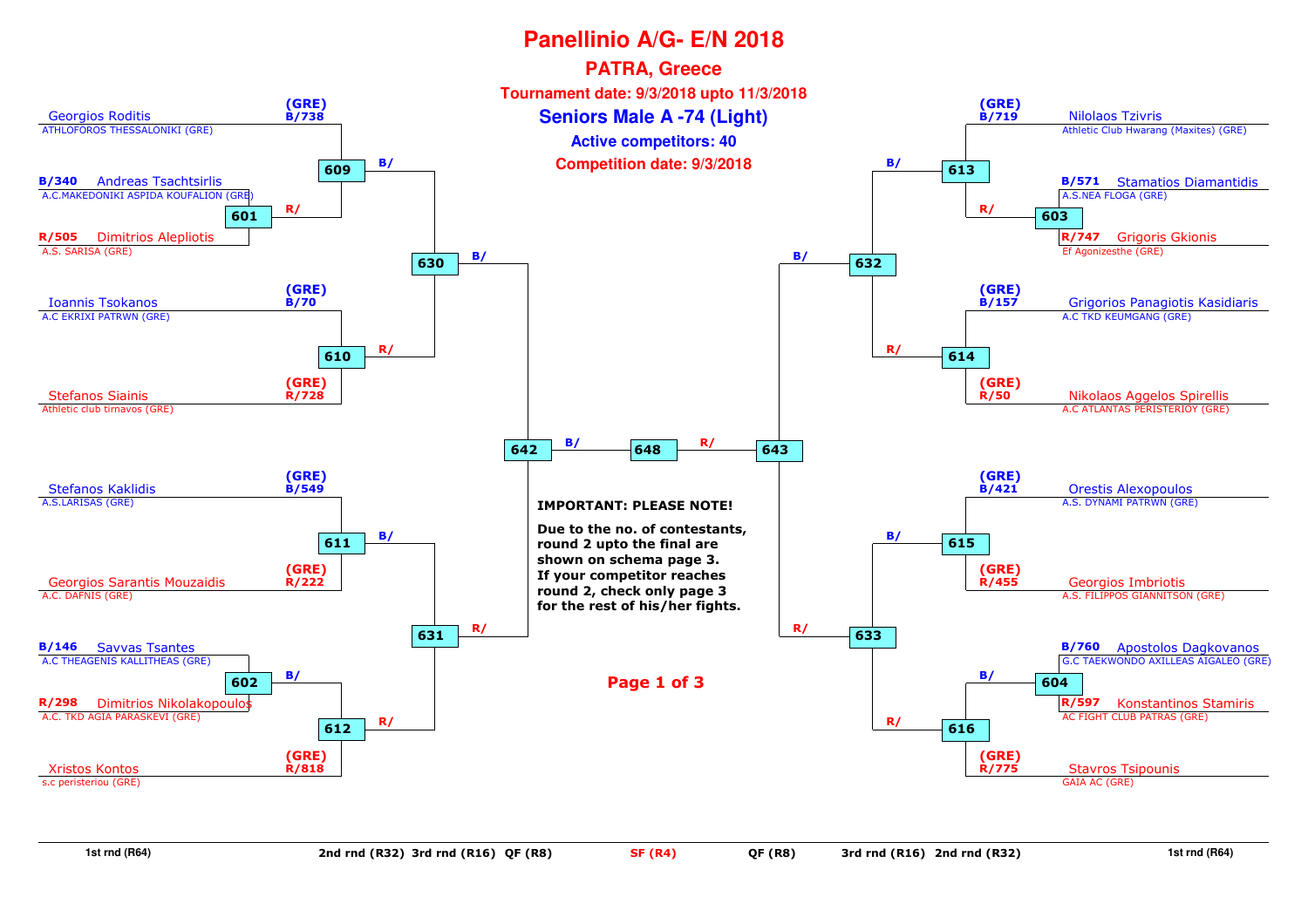# Panellinio A/G- E/N 2018

## PATRA, Greece

**Tournament date: 9/3/2018 upto 11/3/2018**

## Seniors Male A -74 (Light)

**Active competitors: 40**

**Competition date: 9/3/2018**

### Left side of bracket

| Position | Competitor | Club | Match |
|---|---|---|---|
| (GRE) B/738 | Georgios Roditis | ATHLOFOROS THESSALONIKI (GRE) | 609 |
| B/340 | Andreas Tsachtsirlis | A.C.MAKEDONIKI ASPIDA KOUFALION (GRE) | 601 |
| R/505 | Dimitrios Alepliotis | A.S. SARISA (GRE) | 601 |
| (GRE) B/70 | Ioannis Tsokanos | A.C EKRIXI PATRWN (GRE) | 610 |
| (GRE) R/728 | Stefanos Siainis | Athletic club tirnavos (GRE) | 610 |
| (GRE) B/549 | Stefanos Kaklidis | A.S.LARISAS (GRE) | 611 |
| (GRE) R/222 | Georgios Sarantis Mouzaidis | A.C. DAFNIS (GRE) | 611 |
| B/146 | Savvas Tsantes | A.C THEAGENIS KALLITHEAS (GRE) | 602 |
| R/298 | Dimitrios Nikolakopoulos | A.C. TKD AGIA PARASKEVI (GRE) | 602 |
| (GRE) R/818 | Xristos Kontos | s.c peristeriou (GRE) | 612 |

- 601 winner (R/) → 609
- 609 (B/), 610 (R/) → 630
- 602 winner (B/) → 612
- 611 (B/), 612 (R/) → 631
- 630 (B/), 631 (R/) → 642

### Right side of bracket

| Position | Competitor | Club | Match |
|---|---|---|---|
| (GRE) B/719 | Nilolaos Tzivris | Athletic Club Hwarang (Maxites) (GRE) | 613 |
| B/571 | Stamatios Diamantidis | A.S.NEA FLOGA (GRE) | 603 |
| R/747 | Grigoris Gkionis | Ef Agonizesthe (GRE) | 603 |
| (GRE) B/157 | Grigorios Panagiotis Kasidiaris | A.C TKD KEUMGANG (GRE) | 614 |
| (GRE) R/50 | Nikolaos Aggelos Spirellis | A.C ATLANTAS PERISTERIOY (GRE) | 614 |
| (GRE) B/421 | Orestis Alexopoulos | A.S. DYNAMI PATRWN (GRE) | 615 |
| (GRE) R/455 | Georgios Imbriotis | A.S. FILIPPOS GIANNITSON (GRE) | 615 |
| B/760 | Apostolos Dagkovanos | G.C TAEKWONDO AXILLEAS AIGALEO (GRE) | 604 |
| R/597 | Konstantinos Stamiris | AC FIGHT CLUB PATRAS (GRE) | 604 |
| (GRE) R/775 | Stavros Tsipounis | GAIA AC (GRE) | 616 |

- 603 winner (R/) → 613
- 613 (B/), 614 (R/) → 632
- 604 winner (B/) → 616
- 615 (B/), 616 (R/) → 633
- 632 (B/), 633 (R/) → 643

### Final

642 (B/) — 648 — (R/) 643

**IMPORTANT: PLEASE NOTE!**

**Due to the no. of contestants, round 2 upto the final are shown on schema page 3. If your competitor reaches round 2, check only page 3 for the rest of his/her fights.**

1st rnd (R64) | 2nd rnd (R32) | 3rd rnd (R16) | QF (R8) | SF (R4) | QF (R8) | 3rd rnd (R16) | 2nd rnd (R32) | 1st rnd (R64)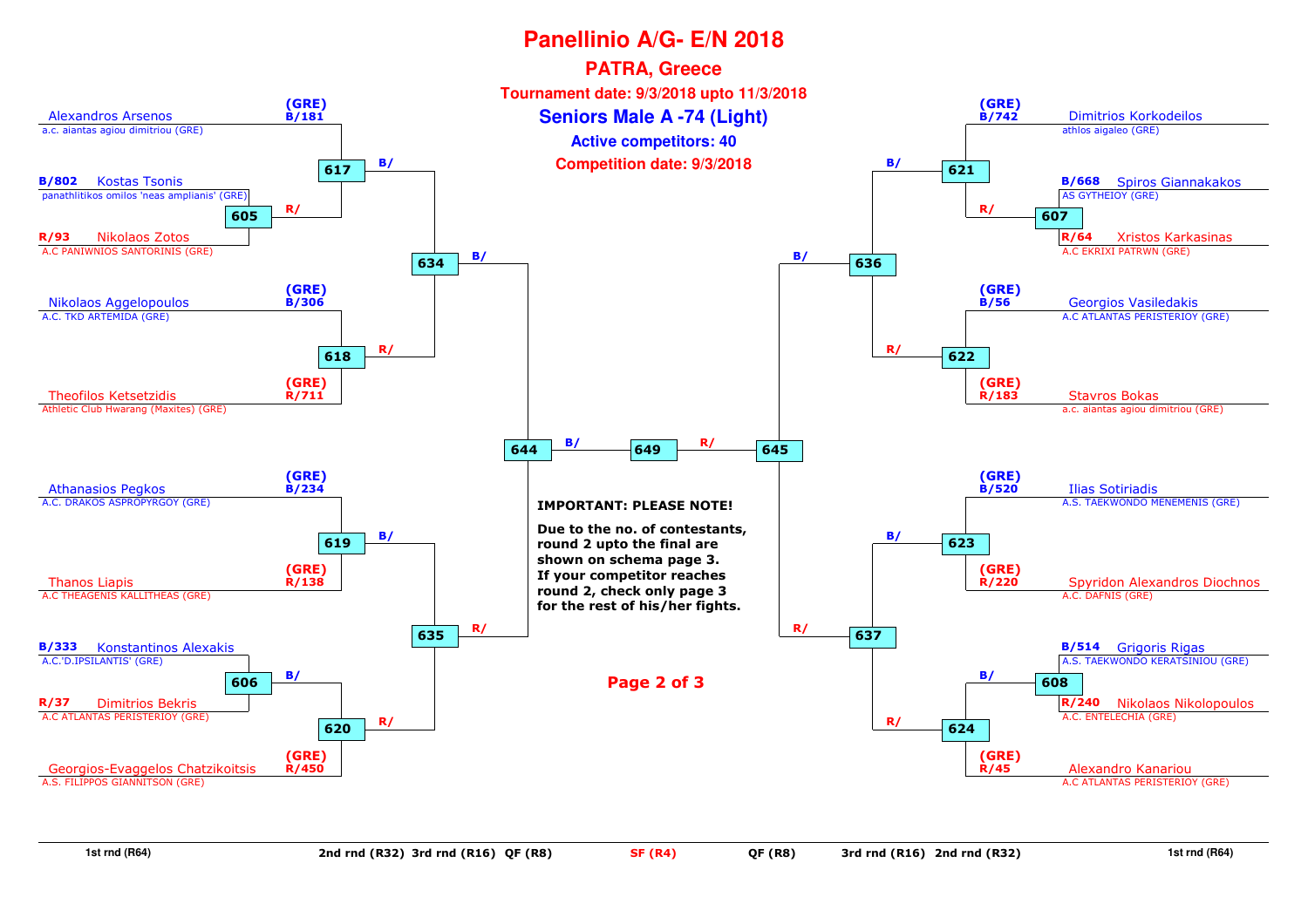# Panellinio A/G- E/N 2018

## PATRA, Greece

**Tournament date: 9/3/2018 upto 11/3/2018**

## Seniors Male A -74 (Light)

**Active competitors: 40**

**Competition date: 9/3/2018**

### Left side

| Match | Blue | Red |
|---|---|---|
| 605 | B/802 Kostas Tsonis – panathlitikos omilos 'neas amplianis' (GRE) | R/93 Nikolaos Zotos – A.C PANIWNIOS SANTORINIS (GRE) |
| 617 | B/181 Alexandros Arsenos (GRE) – a.c. aiantas agiou dimitriou (GRE) | R/ Winner 605 |
| 618 | B/306 Nikolaos Aggelopoulos (GRE) – A.C. TKD ARTEMIDA (GRE) | R/711 Theofilos Ketsetzidis (GRE) – Athletic Club Hwarang (Maxites) (GRE) |
| 634 | B/ Winner 617 | R/ Winner 618 |
| 619 | B/234 Athanasios Pegkos (GRE) – A.C. DRAKOS ASPROPYRGOY (GRE) | R/138 Thanos Liapis (GRE) – A.C THEAGENIS KALLITHEAS (GRE) |
| 606 | B/333 Konstantinos Alexakis – A.C.'D.IPSILANTIS' (GRE) | R/37 Dimitrios Bekris – A.C ATLANTAS PERISTERIOY (GRE) |
| 620 | B/ Winner 606 | R/450 Georgios-Evaggelos Chatzikoitsis (GRE) – A.S. FILIPPOS GIANNITSON (GRE) |
| 635 | B/ Winner 619 | R/ Winner 620 |
| 644 | B/ Winner 634 | R/ Winner 635 |

### Right side

| Match | Blue | Red |
|---|---|---|
| 607 | B/668 Spiros Giannakakos – AS GYTHEIOY (GRE) | R/64 Xristos Karkasinas – A.C EKRIXI PATRWN (GRE) |
| 621 | B/742 Dimitrios Korkodeilos (GRE) – athlos aigaleo (GRE) | R/ Winner 607 |
| 622 | B/56 Georgios Vasiledakis (GRE) – A.C ATLANTAS PERISTERIOY (GRE) | R/183 Stavros Bokas (GRE) – a.c. aiantas agiou dimitriou (GRE) |
| 636 | B/ Winner 621 | R/ Winner 622 |
| 623 | B/520 Ilias Sotiriadis (GRE) – A.S. TAEKWONDO MENEMENIS (GRE) | R/220 Spyridon Alexandros Diochnos (GRE) – A.C. DAFNIS (GRE) |
| 608 | B/514 Grigoris Rigas – A.S. TAEKWONDO KERATSINIOU (GRE) | R/240 Nikolaos Nikolopoulos – A.C. ENTELECHIA (GRE) |
| 624 | B/ Winner 608 | R/45 Alexandro Kanariou (GRE) – A.C ATLANTAS PERISTERIOY (GRE) |
| 637 | B/ Winner 623 | R/ Winner 624 |
| 645 | B/ Winner 636 | R/ Winner 637 |

### Final

| Match | Blue | Red |
|---|---|---|
| 649 | B/ Winner 644 | R/ Winner 645 |

**IMPORTANT: PLEASE NOTE!**

**Due to the no. of contestants, round 2 upto the final are shown on schema page 3. If your competitor reaches round 2, check only page 3 for the rest of his/her fights.**

**Page 2 of 3**

1st rnd (R64) | 2nd rnd (R32) | 3rd rnd (R16) | QF (R8) | SF (R4) | QF (R8) | 3rd rnd (R16) | 2nd rnd (R32) | 1st rnd (R64)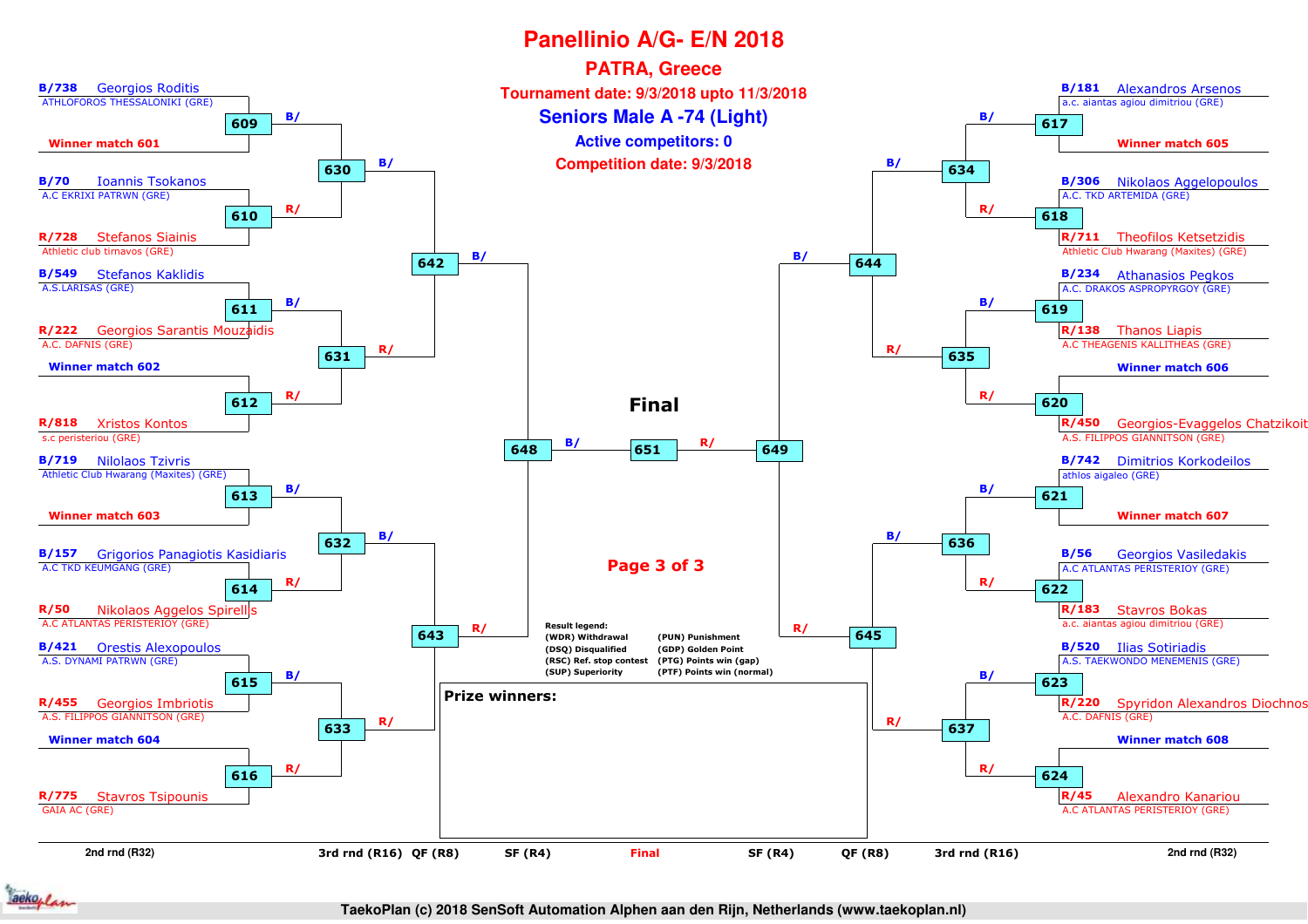# Panellinio A/G- E/N 2018

## PATRA, Greece

**Tournament date: 9/3/2018 upto 11/3/2018**

## Seniors Male A -74 (Light)

**Active competitors: 0**

**Competition date: 9/3/2018**

### 2nd rnd (R32) – Left side

| Match | Blue | Red |
|---|---|---|
| 609 | B/738 Georgios Roditis – ATHLOFOROS THESSALONIKI (GRE) | Winner match 601 |
| 610 | B/70 Ioannis Tsokanos – A.C EKRIXI PATRWN (GRE) | R/728 Stefanos Siainis – Athletic club tirnavos (GRE) |
| 611 | B/549 Stefanos Kaklidis – A.S.LARISAS (GRE) | R/222 Georgios Sarantis Mouzaidis – A.C. DAFNIS (GRE) |
| 612 | Winner match 602 | R/818 Xristos Kontos – s.c peristeriou (GRE) |
| 613 | B/719 Nilolaos Tzivris – Athletic Club Hwarang (Maxites) (GRE) | Winner match 603 |
| 614 | B/157 Grigorios Panagiotis Kasidiaris – A.C TKD KEUMGANG (GRE) | R/50 Nikolaos Aggelos Spirellis – A.C ATLANTAS PERISTERIOY (GRE) |
| 615 | B/421 Orestis Alexopoulos – A.S. DYNAMI PATRWN (GRE) | R/455 Georgios Imbriotis – A.S. FILIPPOS GIANNITSON (GRE) |
| 616 | Winner match 604 | R/775 Stavros Tsipounis – GAIA AC (GRE) |

### 2nd rnd (R32) – Right side

| Match | Blue | Red |
|---|---|---|
| 617 | B/181 Alexandros Arsenos – a.c. aiantas agiou dimitriou (GRE) | Winner match 605 |
| 618 | B/306 Nikolaos Aggelopoulos – A.C. TKD ARTEMIDA (GRE) | R/711 Theofilos Ketsetzidis – Athletic Club Hwarang (Maxites) (GRE) |
| 619 | B/234 Athanasios Pegkos – A.C. DRAKOS ASPROPYRGOY (GRE) | R/138 Thanos Liapis – A.C THEAGENIS KALLITHEAS (GRE) |
| 620 | Winner match 606 | R/450 Georgios-Evaggelos Chatzikoit – A.S. FILIPPOS GIANNITSON (GRE) |
| 621 | B/742 Dimitrios Korkodeilos – athlos aigaleo (GRE) | Winner match 607 |
| 622 | B/56 Georgios Vasiledakis – A.C ATLANTAS PERISTERIOY (GRE) | R/183 Stavros Bokas – a.c. aiantas agiou dimitriou (GRE) |
| 623 | B/520 Ilias Sotiriadis – A.S. TAEKWONDO MENEMENIS (GRE) | R/220 Spyridon Alexandros Diochnos – A.C. DAFNIS (GRE) |
| 624 | Winner match 608 | R/45 Alexandro Kanariou – A.C ATLANTAS PERISTERIOY (GRE) |

### Later rounds

| Round | Match | Blue | Red |
|---|---|---|---|
| 3rd rnd (R16) | 630 | Winner 609 (B/) | Winner 610 (R/) |
| 3rd rnd (R16) | 631 | Winner 611 (B/) | Winner 612 (R/) |
| 3rd rnd (R16) | 632 | Winner 613 (B/) | Winner 614 (R/) |
| 3rd rnd (R16) | 633 | Winner 615 (B/) | Winner 616 (R/) |
| 3rd rnd (R16) | 634 | Winner 617 (B/) | Winner 618 (R/) |
| 3rd rnd (R16) | 635 | Winner 619 (B/) | Winner 620 (R/) |
| 3rd rnd (R16) | 636 | Winner 621 (B/) | Winner 622 (R/) |
| 3rd rnd (R16) | 637 | Winner 623 (B/) | Winner 624 (R/) |
| QF (R8) | 642 | Winner 630 (B/) | Winner 631 (R/) |
| QF (R8) | 643 | Winner 632 (B/) | Winner 633 (R/) |
| QF (R8) | 644 | Winner 634 (B/) | Winner 635 (R/) |
| QF (R8) | 645 | Winner 636 (B/) | Winner 637 (R/) |
| SF (R4) | 648 | Winner 642 (B/) | Winner 643 (R/) |
| SF (R4) | 649 | Winner 644 (B/) | Winner 645 (R/) |
| Final | 651 | Winner 648 (B/) | Winner 649 (R/) |

**Result legend:**
- (WDR) Withdrawal
- (DSQ) Disqualified
- (RSC) Ref. stop contest
- (SUP) Superiority
- (PUN) Punishment
- (GDP) Golden Point
- (PTG) Points win (gap)
- (PTF) Points win (normal)

**Prize winners:**

TaekoPlan (c) 2018 SenSoft Automation Alphen aan den Rijn, Netherlands (www.taekoplan.nl)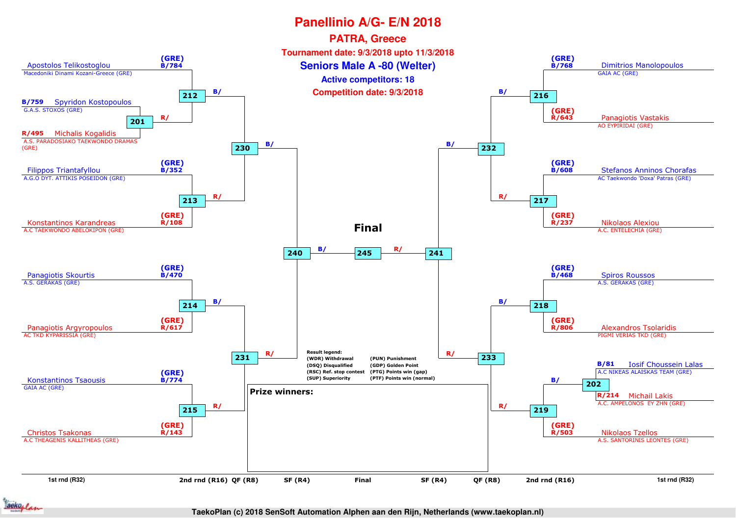# Panellinio A/G- E/N 2018

## PATRA, Greece

**Tournament date: 9/3/2018 upto 11/3/2018**

## Seniors Male A -80 (Welter)

**Active competitors: 18**

**Competition date: 9/3/2018**

### Left side of bracket

| Competitor | Club | Country / Draw | Match |
|---|---|---|---|
| Apostolos Telikostoglou | Macedoniki Dinami Kozani-Greece (GRE) | (GRE) B/784 | 212 (B/) |
| Spyridon Kostopoulos | G.A.S. STOXOS (GRE) | B/759 | 201 → 212 (R/) |
| Michalis Kogalidis | A.S. PARADOSIAKO TAEKWONDO DRAMAS (GRE) | R/495 | 201 |
| Filippos Triantafyllou | A.G.O DYT. ATTIKIS POSEIDON (GRE) | (GRE) B/352 | 213 |
| Konstantinos Karandreas | A.C TAEKWONDO ABELOKIPON (GRE) | (GRE) R/108 | 213 |
| Panagiotis Skourtis | A.S. GERAKAS (GRE) | (GRE) B/470 | 214 |
| Panagiotis Argyropoulos | AC TKD KYPARISSIA (GRE) | (GRE) R/617 | 214 |
| Konstantinos Tsaousis | GAIA AC (GRE) | (GRE) B/774 | 215 |
| Christos Tsakonas | A.C THEAGENIS KALLITHEAS (GRE) | (GRE) R/143 | 215 |

- 212 (B/) and 213 (R/) → 230
- 214 (B/) and 215 (R/) → 231
- 230 (B/) and 231 (R/) → 240

### Right side of bracket

| Competitor | Club | Country / Draw | Match |
|---|---|---|---|
| Dimitrios Manolopoulos | GAIA AC (GRE) | (GRE) B/768 | 216 |
| Panagiotis Vastakis | AO EYPIRIDAI (GRE) | (GRE) R/643 | 216 |
| Stefanos Anninos Chorafas | AC Taekwondo 'Doxa' Patras (GRE) | (GRE) B/608 | 217 |
| Nikolaos Alexiou | A.C. ENTELECHIA (GRE) | (GRE) R/237 | 217 |
| Spiros Roussos | A.S. GERAKAS (GRE) | (GRE) B/468 | 218 |
| Alexandros Tsolaridis | PIGMI VERIAS TKD (GRE) | (GRE) R/806 | 218 |
| Iosif Choussein Lalas | A.C NIKEAS ALAISKAS TEAM (GRE) | B/81 | 202 → 219 (B/) |
| Michail Lakis | A.C. AMPELONOS EY ZHN (GRE) | R/214 | 202 |
| Nikolaos Tzellos | A.S. SANTORINIS LEONTES (GRE) | (GRE) R/503 | 219 |

- 216 (B/) and 217 (R/) → 232
- 218 (B/) and 219 (R/) → 233
- 232 (B/) and 233 (R/) → 241

### Final

240 (B/) — 245 — (R/) 241

**Result legend:**

- (WDR) Withdrawal
- (DSQ) Disqualified
- (RSC) Ref. stop contest
- (SUP) Superiority
- (PUN) Punishment
- (GDP) Golden Point
- (PTG) Points win (gap)
- (PTF) Points win (normal)

**Prize winners:**

1st rnd (R32) | 2nd rnd (R16) | QF (R8) | SF (R4) | Final | SF (R4) | QF (R8) | 2nd rnd (R16) | 1st rnd (R32)

TaekoPlan (c) 2018 SenSoft Automation Alphen aan den Rijn, Netherlands (www.taekoplan.nl)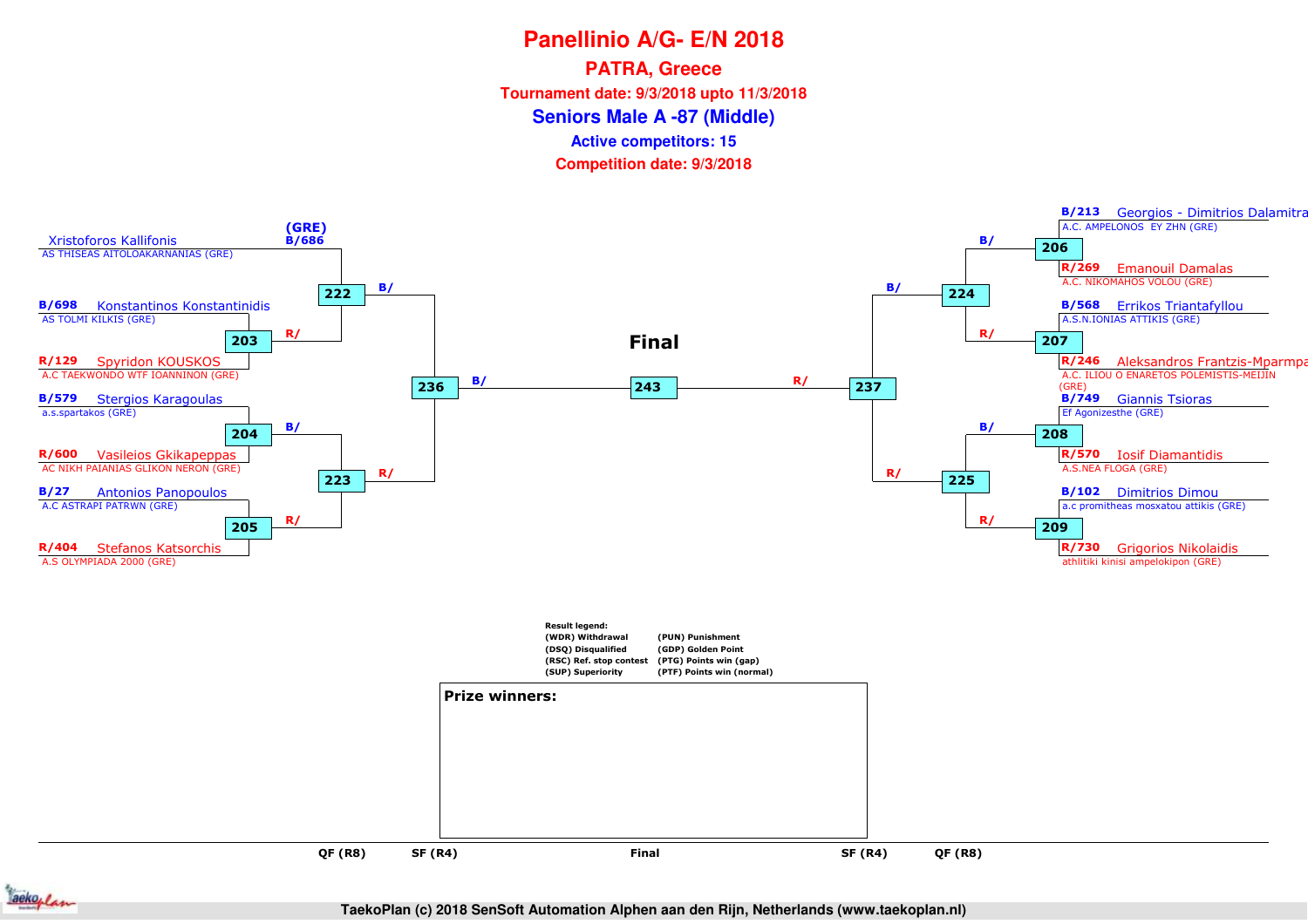# Panellinio A/G- E/N 2018

## PATRA, Greece

**Tournament date: 9/3/2018 upto 11/3/2018**

## Seniors Male A -87 (Middle)

**Active competitors: 15**

**Competition date: 9/3/2018**

### Left side of bracket

| Match | Blue | Red |
|---|---|---|
| 222 | B/686 Xristoforos Kallifonis – AS THISEAS AITOLOAKARNANIAS (GRE) | Winner of 203 |
| 203 | B/698 Konstantinos Konstantinidis – AS TOLMI KILKIS (GRE) | R/129 Spyridon KOUSKOS – A.C TAEKWONDO WTF IOANNINON (GRE) |
| 204 | B/579 Stergios Karagoulas – a.s.spartakos (GRE) | R/600 Vasileios Gkikapeppas – AC NIKH PAIANIAS GLIKON NERON (GRE) |
| 205 | B/27 Antonios Panopoulos – A.C ASTRAPI PATRWN (GRE) | R/404 Stefanos Katsorchis – A.S OLYMPIADA 2000 (GRE) |
| 223 | Winner of 204 | Winner of 205 |
| 236 | Winner of 222 | Winner of 223 |

### Right side of bracket

| Match | Blue | Red |
|---|---|---|
| 206 | B/213 Georgios - Dimitrios Dalamitra – A.C. AMPELONOS EY ZHN (GRE) | R/269 Emanouil Damalas – A.C. NIKOMAHOS VOLOU (GRE) |
| 207 | B/568 Errikos Triantafyllou – A.S.N.IONIAS ATTIKIS (GRE) | R/246 Aleksandros Frantzis-Mparmpa – A.C. ILIOU O ENARETOS POLEMISTIS-MEIJIN (GRE) |
| 208 | B/749 Giannis Tsioras – Ef Agonizesthe (GRE) | R/570 Iosif Diamantidis – A.S.NEA FLOGA (GRE) |
| 209 | B/102 Dimitrios Dimou – a.c promitheas mosxatou attikis (GRE) | R/730 Grigorios Nikolaidis – athlitiki kinisi ampelokipon (GRE) |
| 224 | Winner of 206 | Winner of 207 |
| 225 | Winner of 208 | Winner of 209 |
| 237 | Winner of 224 | Winner of 225 |

### Final

| Match | Blue | Red |
|---|---|---|
| 243 | Winner of 236 | Winner of 237 |

QF (R8) — SF (R4) — Final — SF (R4) — QF (R8)

**Result legend:**

- (WDR) Withdrawal
- (DSQ) Disqualified
- (RSC) Ref. stop contest
- (SUP) Superiority
- (PUN) Punishment
- (GDP) Golden Point
- (PTG) Points win (gap)
- (PTF) Points win (normal)

**Prize winners:**

TaekoPlan (c) 2018 SenSoft Automation Alphen aan den Rijn, Netherlands (www.taekoplan.nl)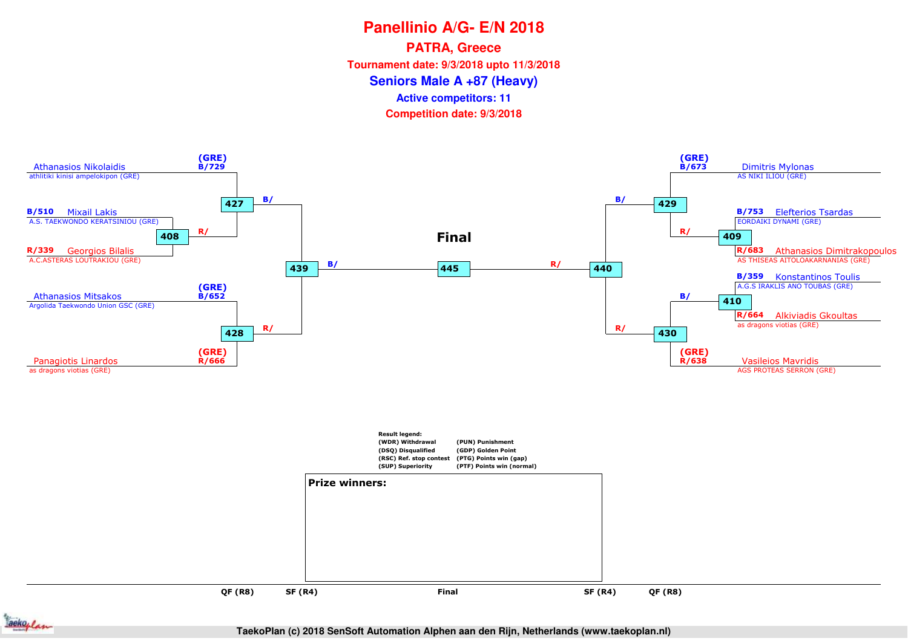# Panellinio A/G- E/N 2018

## PATRA, Greece

**Tournament date: 9/3/2018 upto 11/3/2018**

## Seniors Male A +87 (Heavy)

**Active competitors: 11**

**Competition date: 9/3/2018**

### Left side of bracket

- (GRE) B/729 Athanasios Nikolaidis – athlitiki kinisi ampelokipon (GRE)
- B/510 Mixail Lakis – A.S. TAEKWONDO KERATSINIOU (GRE)
- R/339 Georgios Bilalis – A.C.ASTERAS LOUTRAKIOU (GRE)
- (GRE) B/652 Athanasios Mitsakos – Argolida Taekwondo Union GSC (GRE)
- (GRE) R/666 Panagiotis Linardos – as dragons viotias (GRE)

Matches: 408 (B/ Mixail Lakis vs R/ Georgios Bilalis) → R/ to 427; 427 (Athanasios Nikolaidis vs winner 408) → B/ to 439; 428 (Athanasios Mitsakos vs Panagiotis Linardos) → R/ to 439; 439 → B/ to 445

### Final

445 (B/ winner 439 vs R/ winner 440)

### Right side of bracket

- (GRE) B/673 Dimitris Mylonas – AS NIKI ILIOU (GRE)
- B/753 Elefterios Tsardas – EORDAIKI DYNAMI (GRE)
- R/683 Athanasios Dimitrakopoulos – AS THISEAS AITOLOAKARNANIAS (GRE)
- B/359 Konstantinos Toulis – A.G.S IRAKLIS ANO TOUBAS (GRE)
- R/664 Alkiviadis Gkoultas – as dragons viotias (GRE)
- (GRE) R/638 Vasileios Mavridis – AGS PROTEAS SERRON (GRE)

Matches: 409 (B/ Elefterios Tsardas vs R/ Athanasios Dimitrakopoulos) → R/ to 429; 429 (Dimitris Mylonas vs winner 409) → B/ to 440; 410 (B/ Konstantinos Toulis vs R/ Alkiviadis Gkoultas) → B/ to 430; 430 (winner 410 vs Vasileios Mavridis) → R/ to 440; 440 → R/ to 445

QF (R8) | SF (R4) | Final | SF (R4) | QF (R8)

**Result legend:**

| | |
|---|---|
| (WDR) Withdrawal | (PUN) Punishment |
| (DSQ) Disqualified | (GDP) Golden Point |
| (RSC) Ref. stop contest | (PTG) Points win (gap) |
| (SUP) Superiority | (PTF) Points win (normal) |

**Prize winners:**

TaekoPlan (c) 2018 SenSoft Automation Alphen aan den Rijn, Netherlands (www.taekoplan.nl)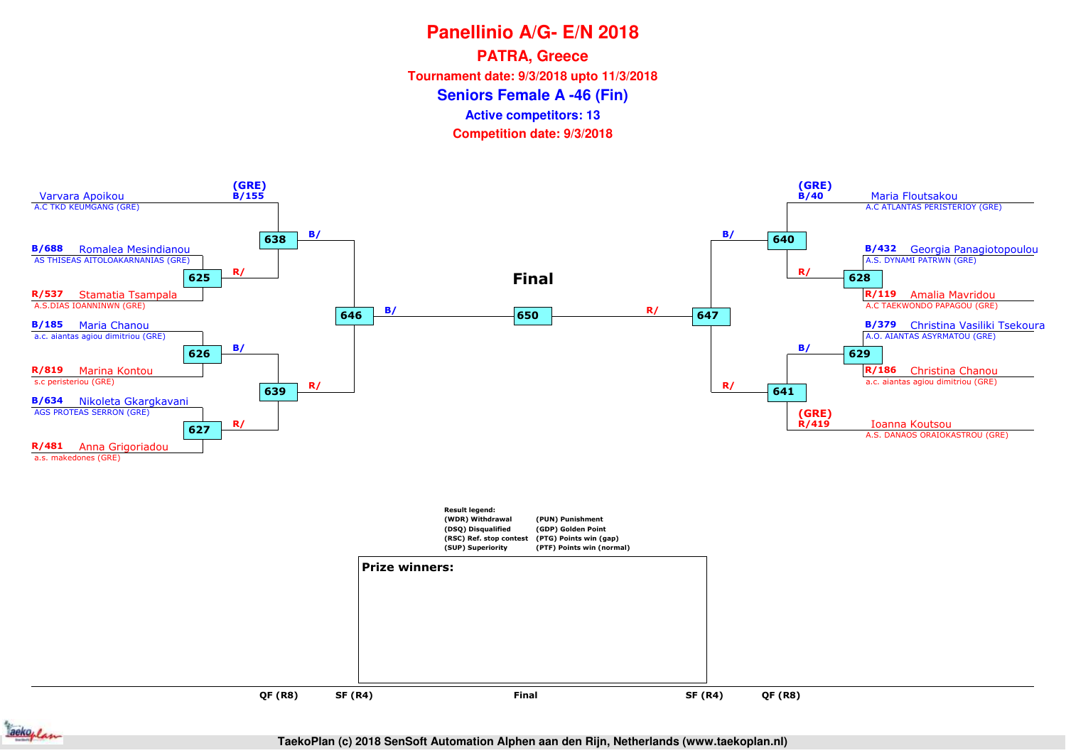# Panellinio A/G- E/N 2018

## PATRA, Greece

**Tournament date: 9/3/2018 upto 11/3/2018**

## Seniors Female A -46 (Fin)

**Active competitors: 13**

**Competition date: 9/3/2018**

### Left side of bracket

| Competitor | Club | Seed |
|---|---|---|
| Varvara Apoikou | A.C TKD KEUMGANG (GRE) | (GRE) B/155 |
| Romalea Mesindianou | AS THISEAS AITOLOAKARNANIAS (GRE) | B/688 |
| Stamatia Tsampala | A.S.DIAS IOANNINWN (GRE) | R/537 |
| Maria Chanou | a.c. aiantas agiou dimitriou (GRE) | B/185 |
| Marina Kontou | s.c peristeriou (GRE) | R/819 |
| Nikoleta Gkargkavani | AGS PROTEAS SERRON (GRE) | B/634 |
| Anna Grigoriadou | a.s. makedones (GRE) | R/481 |

Matches: 625 (Mesindianou B/ vs Tsampala R/), 626 (Chanou B/ vs Kontou R/), 627 (Gkargkavani B/ vs Grigoriadou R/), 638 (Apoikou B/ vs winner 625 R/), 639 (winner 626 B/ vs winner 627 R/), 646 (winner 638 B/ vs winner 639 R/)

### Right side of bracket

| Competitor | Club | Seed |
|---|---|---|
| Maria Floutsakou | A.C ATLANTAS PERISTERIOY (GRE) | (GRE) B/40 |
| Georgia Panagiotopoulou | A.S. DYNAMI PATRWN (GRE) | B/432 |
| Amalia Mavridou | A.C TAEKWONDO PAPAGOU (GRE) | R/119 |
| Christina Vasiliki Tsekoura | A.O. AIANTAS ASYRMATOU (GRE) | B/379 |
| Christina Chanou | a.c. aiantas agiou dimitriou (GRE) | R/186 |
| Ioanna Koutsou | A.S. DANAOS ORAIOKASTROU (GRE) | (GRE) R/419 |

Matches: 628 (Panagiotopoulou B/ vs Mavridou R/), 629 (Tsekoura B/ vs Chanou R/), 640 (Floutsakou B/ vs winner 628 R/), 641 (winner 629 B/ vs Koutsou R/), 647 (winner 640 B/ vs winner 641 R/)

### Final

650 (winner 646 B/ vs winner 647 R/)

QF (R8) | SF (R4) | Final | SF (R4) | QF (R8)

**Result legend:**

| | |
|---|---|
| (WDR) Withdrawal | (PUN) Punishment |
| (DSQ) Disqualified | (GDP) Golden Point |
| (RSC) Ref. stop contest | (PTG) Points win (gap) |
| (SUP) Superiority | (PTF) Points win (normal) |

**Prize winners:**

TaekoPlan (c) 2018 SenSoft Automation Alphen aan den Rijn, Netherlands (www.taekoplan.nl)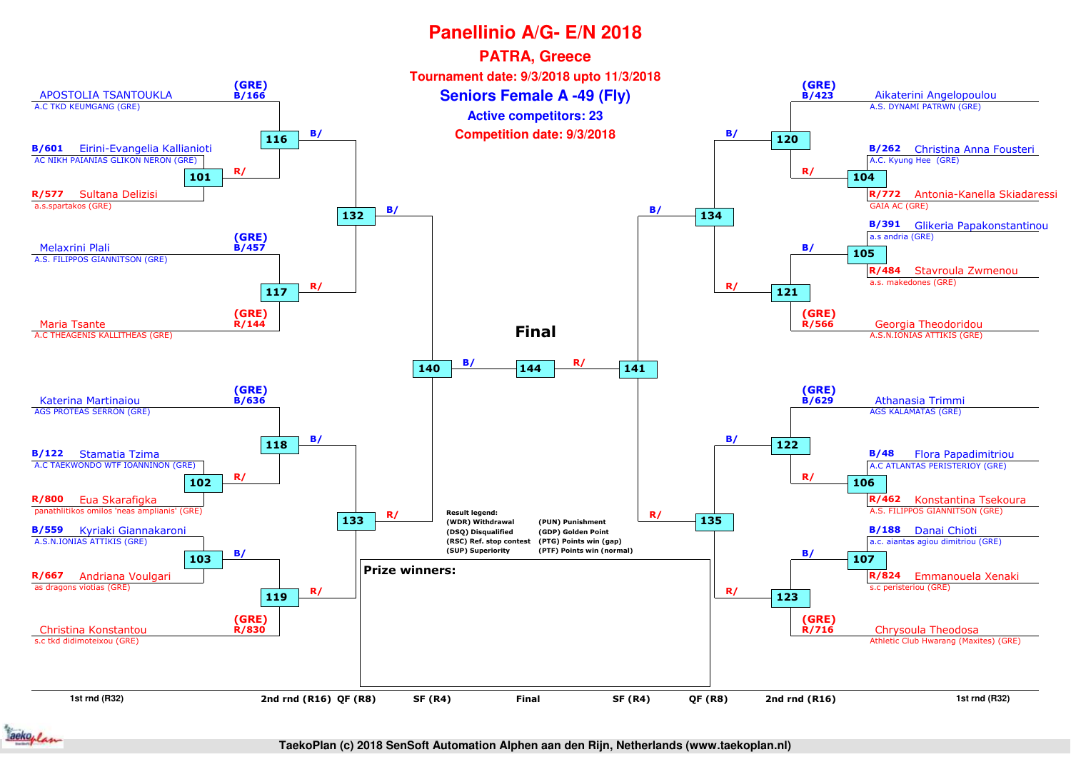# Panellinio A/G- E/N 2018

## PATRA, Greece

**Tournament date: 9/3/2018 upto 11/3/2018**

### Seniors Female A -49 (Fly)

**Active competitors: 23**

**Competition date: 9/3/2018**

## Left side of bracket

| 1st rnd (R32) | | 2nd rnd (R16) | QF (R8) | SF (R4) |
|---|---|---|---|---|
| | (GRE) B/166 APOSTOLIA TSANTOUKLA – A.C TKD KEUMGANG (GRE) | 116 | 132 | 140 |
| B/601 Eirini-Evangelia Kallianioti – AC NIKH PAIANIAS GLIKON NERON (GRE) | 101 | | | |
| R/577 Sultana Delizisi – a.s.spartakos (GRE) | | | | |
| | (GRE) B/457 Melaxrini Plali – A.S. FILIPPOS GIANNITSON (GRE) | 117 | | |
| | (GRE) R/144 Maria Tsante – A.C THEAGENIS KALLITHEAS (GRE) | | | |
| | (GRE) B/636 Katerina Martinaiou – AGS PROTEAS SERRON (GRE) | 118 | 133 | |
| B/122 Stamatia Tzima – A.C TAEKWONDO WTF IOANNINON (GRE) | 102 | | | |
| R/800 Eua Skarafigka – panathlitikos omilos 'neas amplianis' (GRE) | | | | |
| B/559 Kyriaki Giannakaroni – A.S.N.IONIAS ATTIKIS (GRE) | 103 | 119 | | |
| R/667 Andriana Voulgari – as dragons viotias (GRE) | | | | |
| | (GRE) R/830 Christina Konstantou – s.c tkd didimoteixou (GRE) | | | |

## Final

140 (B/) — **144** — (R/) 141

## Right side of bracket

| SF (R4) | QF (R8) | 2nd rnd (R16) | | 1st rnd (R32) |
|---|---|---|---|---|
| 141 | 134 | 120 | (GRE) B/423 Aikaterini Angelopoulou – A.S. DYNAMI PATRWN (GRE) | |
| | | | 104 | B/262 Christina Anna Fousteri – A.C. Kyung Hee (GRE) |
| | | | | R/772 Antonia-Kanella Skiadaressi – GAIA AC (GRE) |
| | | 121 | 105 | B/391 Glikeria Papakonstantinou – a.s andria (GRE) |
| | | | | R/484 Stavroula Zwmenou – a.s. makedones (GRE) |
| | | | (GRE) R/566 Georgia Theodoridou – A.S.N.IONIAS ATTIKIS (GRE) | |
| | 135 | 122 | (GRE) B/629 Athanasia Trimmi – AGS KALAMATAS (GRE) | |
| | | | 106 | B/48 Flora Papadimitriou – A.C ATLANTAS PERISTERIOY (GRE) |
| | | | | R/462 Konstantina Tsekoura – A.S. FILIPPOS GIANNITSON (GRE) |
| | | 123 | 107 | B/188 Danai Chioti – a.c. aiantas agiou dimitriou (GRE) |
| | | | | R/824 Emmanouela Xenaki – s.c peristeriou (GRE) |
| | | | (GRE) R/716 Chrysoula Theodosa – Athletic Club Hwarang (Maxites) (GRE) | |

**Result legend:**

- (WDR) Withdrawal
- (DSQ) Disqualified
- (RSC) Ref. stop contest
- (SUP) Superiority
- (PUN) Punishment
- (GDP) Golden Point
- (PTG) Points win (gap)
- (PTF) Points win (normal)

**Prize winners:**

TaekoPlan (c) 2018 SenSoft Automation Alphen aan den Rijn, Netherlands (www.taekoplan.nl)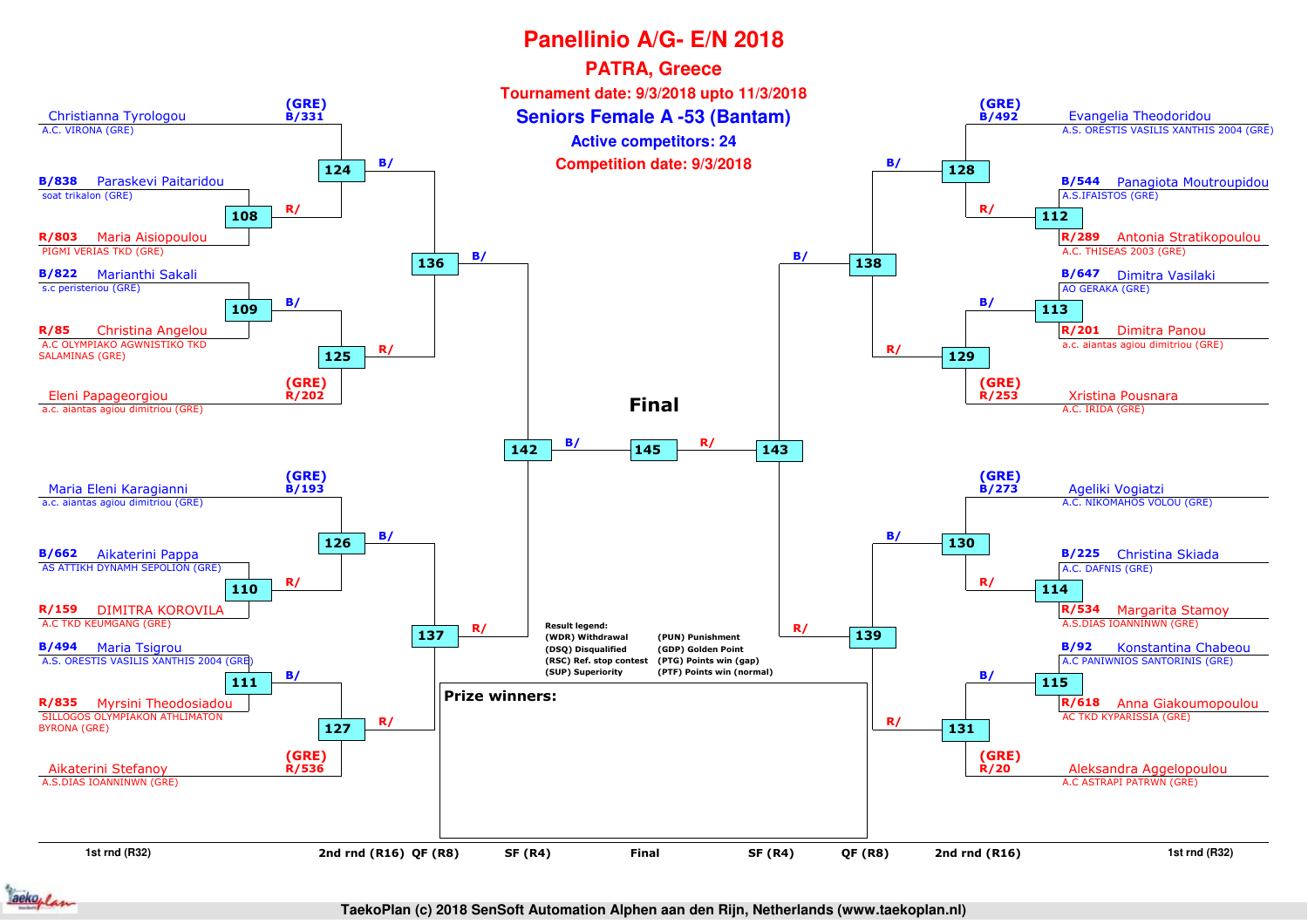# Panellinio A/G- E/N 2018

## PATRA, Greece

**Tournament date: 9/3/2018 upto 11/3/2018**

## Seniors Female A -53 (Bantam)

**Active competitors: 24**

**Competition date: 9/3/2018**

### Left side of bracket

| Competitor | Club | Seed/No. | Match (R32) | Match (R16) | Match (QF) | Match (SF) |
|---|---|---|---|---|---|---|
| Christianna Tyrologou | A.C. VIRONA (GRE) | (GRE) B/331 | | 124 | 136 | 142 |
| Paraskevi Paitaridou | soat trikalon (GRE) | B/838 | 108 | 124 | 136 | 142 |
| Maria Aisiopoulou | PIGMI VERIAS TKD (GRE) | R/803 | 108 | 124 | 136 | 142 |
| Marianthi Sakali | s.c peristeriou (GRE) | B/822 | 109 | 125 | 136 | 142 |
| Christina Angelou | A.C OLYMPIAKO AGWNISTIKO TKD SALAMINAS (GRE) | R/85 | 109 | 125 | 136 | 142 |
| Eleni Papageorgiou | a.c. aiantas agiou dimitriou (GRE) | (GRE) R/202 | | 125 | 136 | 142 |
| Maria Eleni Karagianni | a.c. aiantas agiou dimitriou (GRE) | (GRE) B/193 | | 126 | 137 | 142 |
| Aikaterini Pappa | AS ATTIKH DYNAMH SEPOLION (GRE) | B/662 | 110 | 126 | 137 | 142 |
| DIMITRA KOROVILA | A.C TKD KEUMGANG (GRE) | R/159 | 110 | 126 | 137 | 142 |
| Maria Tsigrou | A.S. ORESTIS VASILIS XANTHIS 2004 (GRE) | B/494 | 111 | 127 | 137 | 142 |
| Myrsini Theodosiadou | SILLOGOS OLYMPIAKON ATHLIMATON BYRONA (GRE) | R/835 | 111 | 127 | 137 | 142 |
| Aikaterini Stefanoy | A.S.DIAS IOANNINWN (GRE) | (GRE) R/536 | | 127 | 137 | 142 |

### Right side of bracket

| Competitor | Club | Seed/No. | Match (R32) | Match (R16) | Match (QF) | Match (SF) |
|---|---|---|---|---|---|---|
| Evangelia Theodoridou | A.S. ORESTIS VASILIS XANTHIS 2004 (GRE) | (GRE) B/492 | | 128 | 138 | 143 |
| Panagiota Moutroupidou | A.S.IFAISTOS (GRE) | B/544 | 112 | 128 | 138 | 143 |
| Antonia Stratikopoulou | A.C. THISEAS 2003 (GRE) | R/289 | 112 | 128 | 138 | 143 |
| Dimitra Vasilaki | AO GERAKA (GRE) | B/647 | 113 | 129 | 138 | 143 |
| Dimitra Panou | a.c. aiantas agiou dimitriou (GRE) | R/201 | 113 | 129 | 138 | 143 |
| Xristina Pousnara | A.C. IRIDA (GRE) | (GRE) R/253 | | 129 | 138 | 143 |
| Ageliki Vogiatzi | A.C. NIKOMAHOS VOLOU (GRE) | (GRE) B/273 | | 130 | 139 | 143 |
| Christina Skiada | A.C. DAFNIS (GRE) | B/225 | 114 | 130 | 139 | 143 |
| Margarita Stamoy | A.S.DIAS IOANNINWN (GRE) | R/534 | 114 | 130 | 139 | 143 |
| Konstantina Chabeou | A.C PANIWNIOS SANTORINIS (GRE) | B/92 | 115 | 131 | 139 | 143 |
| Anna Giakoumopoulou | AC TKD KYPARISSIA (GRE) | R/618 | 115 | 131 | 139 | 143 |
| Aleksandra Aggelopoulou | A.C ASTRAPI PATRWN (GRE) | (GRE) R/20 | | 131 | 139 | 143 |

### Final

Final: 145 (B/ winner of 142 vs R/ winner of 143)

Rounds: 1st rnd (R32) — 2nd rnd (R16) — QF (R8) — SF (R4) — Final — SF (R4) — QF (R8) — 2nd rnd (R16) — 1st rnd (R32)

**Result legend:**

| | |
|---|---|
| (WDR) Withdrawal | (PUN) Punishment |
| (DSQ) Disqualified | (GDP) Golden Point |
| (RSC) Ref. stop contest | (PTG) Points win (gap) |
| (SUP) Superiority | (PTF) Points win (normal) |

**Prize winners:**

TaekoPlan (c) 2018 SenSoft Automation Alphen aan den Rijn, Netherlands (www.taekoplan.nl)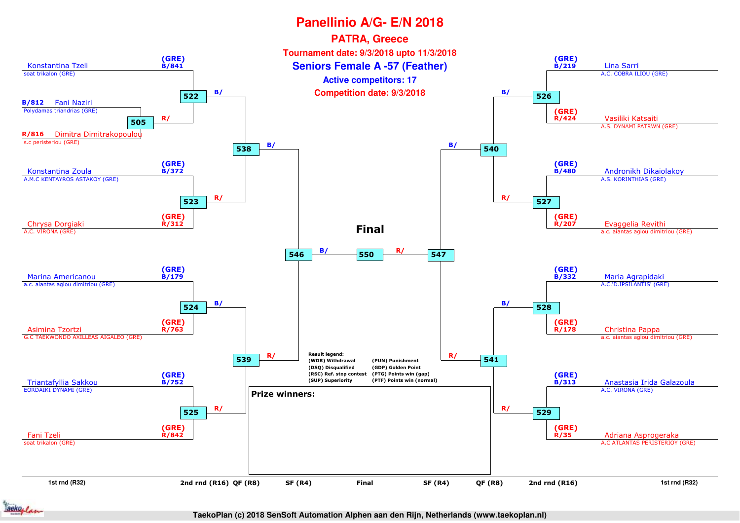# Panellinio A/G- E/N 2018

## PATRA, Greece

**Tournament date: 9/3/2018 upto 11/3/2018**

## Seniors Female A -57 (Feather)

**Active competitors: 17**

**Competition date: 9/3/2018**

### Left side of bracket

| Competitor | Club | Code |
|---|---|---|
| Konstantina Tzeli | soat trikalon (GRE) | (GRE) B/841 |
| Fani Naziri | Polydamas triandrias (GRE) | B/812 |
| Dimitra Dimitrakopoulou | s.c peristeriou (GRE) | R/816 |
| Konstantina Zoula | A.M.C KENTAYROS ASTAKOY (GRE) | (GRE) B/372 |
| Chrysa Dorgiaki | A.C. VIRONA (GRE) | (GRE) R/312 |
| Marina Americanou | a.c. aiantas agiou dimitriou (GRE) | (GRE) B/179 |
| Asimina Tzortzi | G.C TAEKWONDO AXILLEAS AIGALEO (GRE) | (GRE) R/763 |
| Triantafyllia Sakkou | EORDAIKI DYNAMI (GRE) | (GRE) B/752 |
| Fani Tzeli | soat trikalon (GRE) | (GRE) R/842 |

Matches: 505 (Fani Naziri vs Dimitra Dimitrakopoulou), 522 (B/ Konstantina Tzeli vs R/ winner 505), 523 (Konstantina Zoula vs Chrysa Dorgiaki), 524 (Marina Americanou vs Asimina Tzortzi), 525 (Triantafyllia Sakkou vs Fani Tzeli), 538 (B/ winner 522 vs R/ winner 523), 539 (B/ winner 524 vs R/ winner 525), 546 (B/ winner 538 vs R/ winner 539)

### Right side of bracket

| Competitor | Club | Code |
|---|---|---|
| Lina Sarri | A.C. COBRA ILIOU (GRE) | (GRE) B/219 |
| Vasiliki Katsaiti | A.S. DYNAMI PATRWN (GRE) | (GRE) R/424 |
| Andronikh Dikaiolakoy | A.S. KORINTHIAS (GRE) | (GRE) B/480 |
| Evaggelia Revithi | a.c. aiantas agiou dimitriou (GRE) | (GRE) R/207 |
| Maria Agrapidaki | A.C.'D.IPSILANTIS' (GRE) | (GRE) B/332 |
| Christina Pappa | a.c. aiantas agiou dimitriou (GRE) | (GRE) R/178 |
| Anastasia Irida Galazoula | A.C. VIRONA (GRE) | (GRE) B/313 |
| Adriana Asprogeraka | A.C ATLANTAS PERISTERIOY (GRE) | (GRE) R/35 |

Matches: 526 (Lina Sarri vs Vasiliki Katsaiti), 527 (Andronikh Dikaiolakoy vs Evaggelia Revithi), 528 (Maria Agrapidaki vs Christina Pappa), 529 (Anastasia Irida Galazoula vs Adriana Asprogeraka), 540 (B/ winner 526 vs R/ winner 527), 541 (B/ winner 528 vs R/ winner 529), 547 (B/ winner 540 vs R/ winner 541)

### Final

550 (B/ winner 546 vs R/ winner 547)

**Result legend:**

- (WDR) Withdrawal
- (DSQ) Disqualified
- (RSC) Ref. stop contest
- (SUP) Superiority
- (PUN) Punishment
- (GDP) Golden Point
- (PTG) Points win (gap)
- (PTF) Points win (normal)

**Prize winners:**

1st rnd (R32) | 2nd rnd (R16) | QF (R8) | SF (R4) | Final | SF (R4) | QF (R8) | 2nd rnd (R16) | 1st rnd (R32)

TaekoPlan (c) 2018 SenSoft Automation Alphen aan den Rijn, Netherlands (www.taekoplan.nl)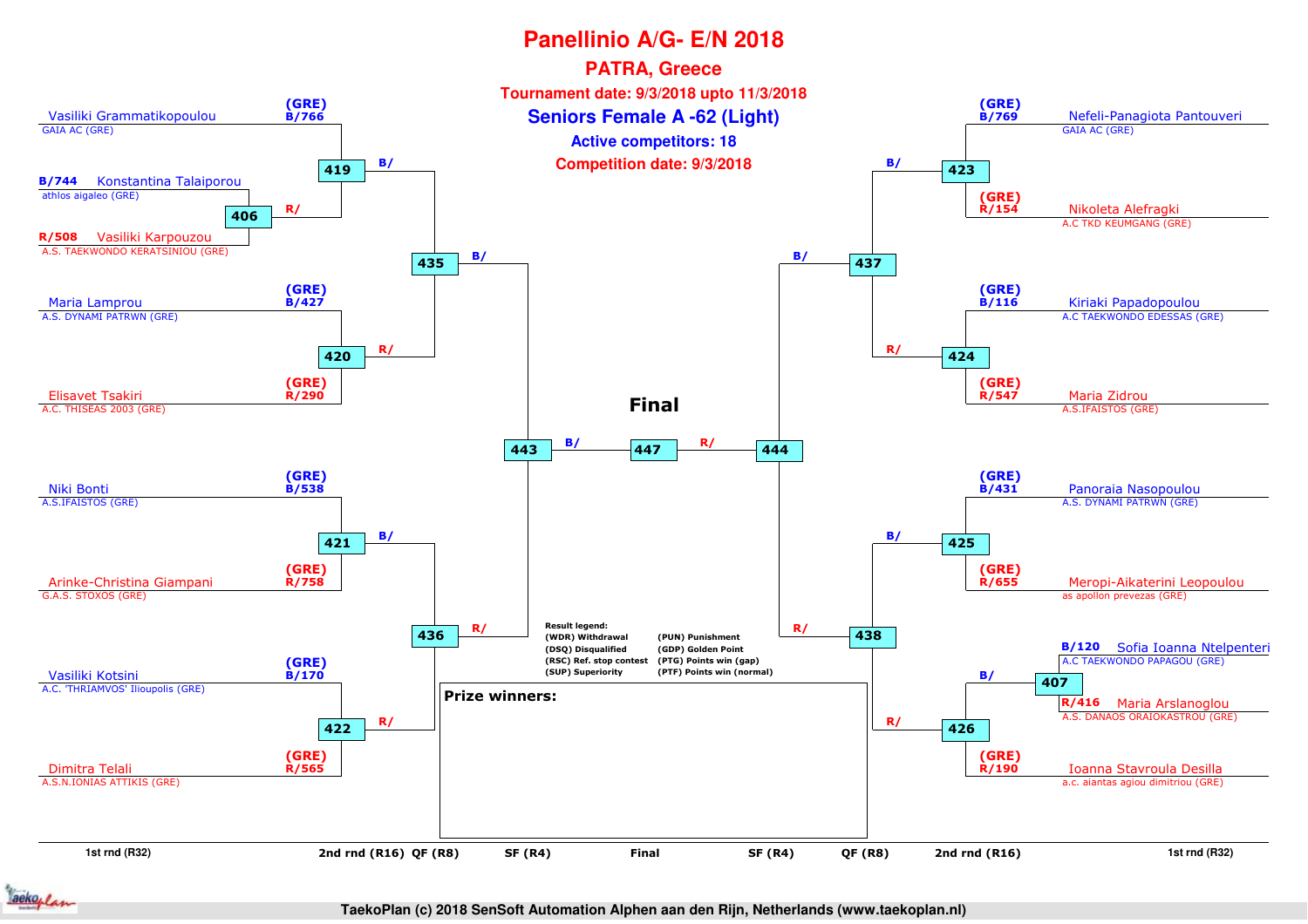# Panellinio A/G- E/N 2018

## PATRA, Greece

**Tournament date: 9/3/2018 upto 11/3/2018**

## Seniors Female A -62 (Light)

**Active competitors: 18**

**Competition date: 9/3/2018**

### Left side of bracket

| 1st rnd (R32) | 2nd rnd (R16) | QF (R8) | SF (R4) |
|---|---|---|---|
| B/744 Konstantina Talaiporou – athlos aigaleo (GRE) vs R/508 Vasiliki Karpouzou – A.S. TAEKWONDO KERATSINIOU (GRE) (406) | (GRE) B/766 Vasiliki Grammatikopoulou – GAIA AC (GRE) vs R/ winner 406 (419) | B/ winner 419 vs R/ winner 420 (435) | B/ winner 435 vs R/ winner 436 (443) |
| | (GRE) B/427 Maria Lamprou – A.S. DYNAMI PATRWN (GRE) vs (GRE) R/290 Elisavet Tsakiri – A.C. THISEAS 2003 (GRE) (420) | | |
| | (GRE) B/538 Niki Bonti – A.S.IFAISTOS (GRE) vs (GRE) R/758 Arinke-Christina Giampani – G.A.S. STOXOS (GRE) (421) | B/ winner 421 vs R/ winner 422 (436) | |
| | (GRE) B/170 Vasiliki Kotsini – A.C. 'THRIAMVOS' Ilioupolis (GRE) vs (GRE) R/565 Dimitra Telali – A.S.N.IONIAS ATTIKIS (GRE) (422) | | |

### Right side of bracket

| 1st rnd (R32) | 2nd rnd (R16) | QF (R8) | SF (R4) |
|---|---|---|---|
| | (GRE) B/769 Nefeli-Panagiota Pantouveri – GAIA AC (GRE) vs (GRE) R/154 Nikoleta Alefragki – A.C TKD KEUMGANG (GRE) (423) | B/ winner 423 vs R/ winner 424 (437) | B/ winner 437 vs R/ winner 438 (444) |
| | (GRE) B/116 Kiriaki Papadopoulou – A.C TAEKWONDO EDESSAS (GRE) vs (GRE) R/547 Maria Zidrou – A.S.IFAISTOS (GRE) (424) | | |
| | (GRE) B/431 Panoraia Nasopoulou – A.S. DYNAMI PATRWN (GRE) vs (GRE) R/655 Meropi-Aikaterini Leopoulou – as apollon prevezas (GRE) (425) | B/ winner 425 vs R/ winner 426 (438) | |
| B/120 Sofia Ioanna Ntelpenteri – A.C TAEKWONDO PAPAGOU (GRE) vs R/416 Maria Arslanoglou – A.S. DANAOS ORAIOKASTROU (GRE) (407) | B/ winner 407 vs (GRE) R/190 Ioanna Stavroula Desilla – a.c. aiantas agiou dimitriou (GRE) (426) | | |

### Final

B/ winner 443 vs R/ winner 444 (447)

**Result legend:**

- (WDR) Withdrawal
- (DSQ) Disqualified
- (RSC) Ref. stop contest
- (SUP) Superiority
- (PUN) Punishment
- (GDP) Golden Point
- (PTG) Points win (gap)
- (PTF) Points win (normal)

**Prize winners:**

TaekoPlan (c) 2018 SenSoft Automation Alphen aan den Rijn, Netherlands (www.taekoplan.nl)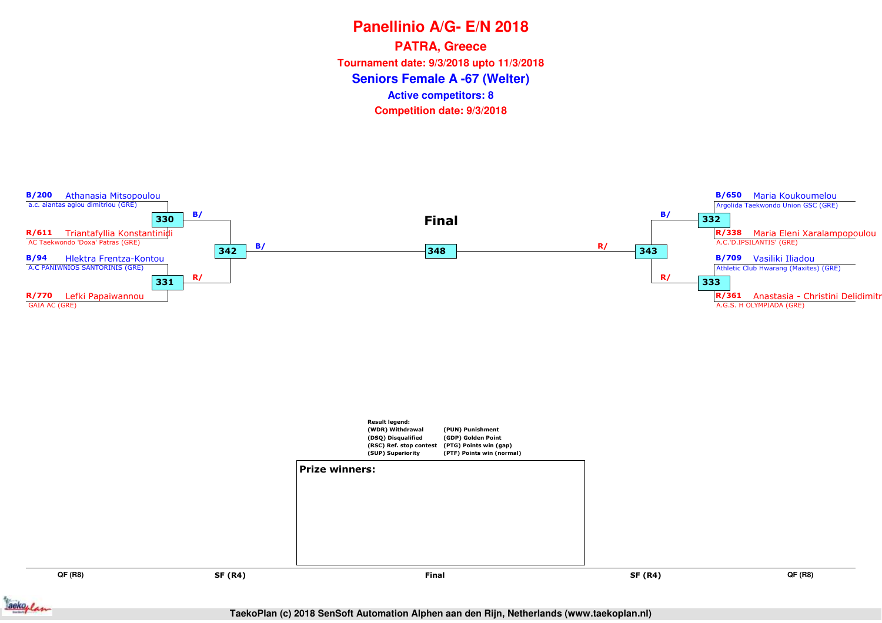# Panellinio A/G- E/N 2018

## PATRA, Greece

**Tournament date: 9/3/2018 upto 11/3/2018**

## Seniors Female A -67 (Welter)

**Active competitors: 8**

**Competition date: 9/3/2018**

### Final

| Match | Blue | Red |
|---|---|---|
| 330 | B/200 Athanasia Mitsopoulou — a.c. aiantas agiou dimitriou (GRE) | R/611 Triantafyllia Konstantinidi — AC Taekwondo 'Doxa' Patras (GRE) |
| 331 | B/94 Hlektra Frentza-Kontou — A.C PANIWNIOS SANTORINIS (GRE) | R/770 Lefki Papaiwannou — GAIA AC (GRE) |
| 332 | B/650 Maria Koukoumelou — Argolida Taekwondo Union GSC (GRE) | R/338 Maria Eleni Xaralampopoulou — A.C.'D.IPSILANTIS' (GRE) |
| 333 | B/709 Vasiliki Iliadou — Athletic Club Hwarang (Maxites) (GRE) | R/361 Anastasia - Christini Delidimitr — A.G.S. H OLYMPIADA (GRE) |
| 342 | B/ (winner 330) | R/ (winner 331) |
| 343 | B/ (winner 332) | R/ (winner 333) |
| 348 | B/ (winner 342) | R/ (winner 343) |

QF (R8) | SF (R4) | Final | SF (R4) | QF (R8)

**Result legend:**

- (WDR) Withdrawal
- (DSQ) Disqualified
- (RSC) Ref. stop contest
- (SUP) Superiority
- (PUN) Punishment
- (GDP) Golden Point
- (PTG) Points win (gap)
- (PTF) Points win (normal)

**Prize winners:**

TaekoPlan (c) 2018 SenSoft Automation Alphen aan den Rijn, Netherlands (www.taekoplan.nl)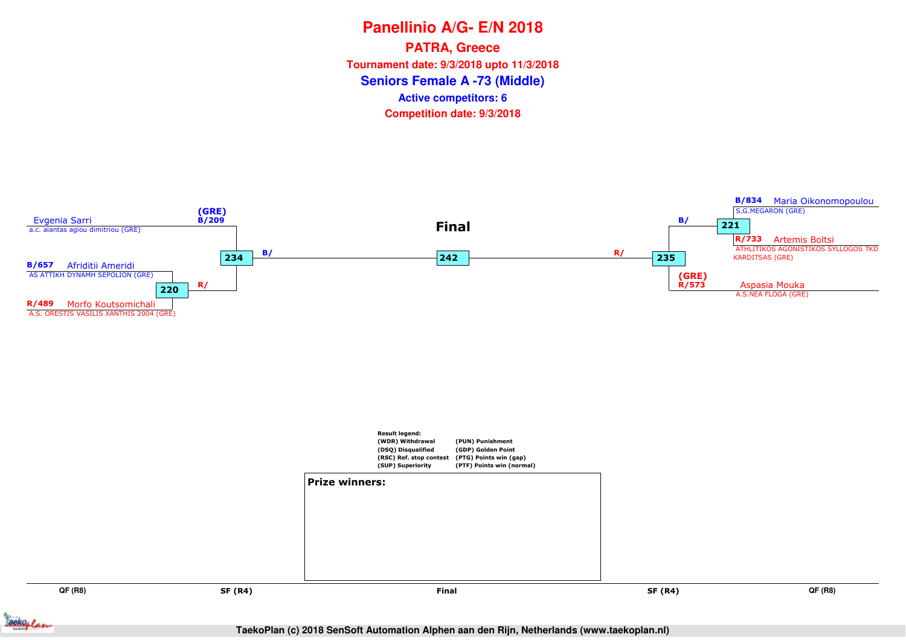# Panellinio A/G- E/N 2018

## PATRA, Greece

**Tournament date: 9/3/2018 upto 11/3/2018**

## Seniors Female A -73 (Middle)

**Active competitors: 6**

**Competition date: 9/3/2018**

**Final**

Evgenia Sarri
a.c. aiantas agiou dimitriou (GRE)
(GRE)
B/209

B/657 Afriditii Ameridi
AS ATTIKH DYNAMH SEPOLION (GRE)

220

R/

R/489 Morfo Koutsomichali
A.S. ORESTIS VASILIS XANTHIS 2004 (GRE)

234

B/

242

R/

235

B/834 Maria Oikonomopoulou
S.G.MEGARON (GRE)

B/

221

R/733 Artemis Boltsi
ATHLITIKOS AGONISTIKOS SYLLOGOS TKD KARDITSAS (GRE)

(GRE)
R/573 Aspasia Mouka
A.S.NEA FLOGA (GRE)

Result legend:

| | |
|---|---|
| (WDR) Withdrawal | (PUN) Punishment |
| (DSQ) Disqualified | (GDP) Golden Point |
| (RSC) Ref. stop contest | (PTG) Points win (gap) |
| (SUP) Superiority | (PTF) Points win (normal) |

**Prize winners:**

QF (R8) | SF (R4) | Final | SF (R4) | QF (R8)

TaekoPlan (c) 2018 SenSoft Automation Alphen aan den Rijn, Netherlands (www.taekoplan.nl)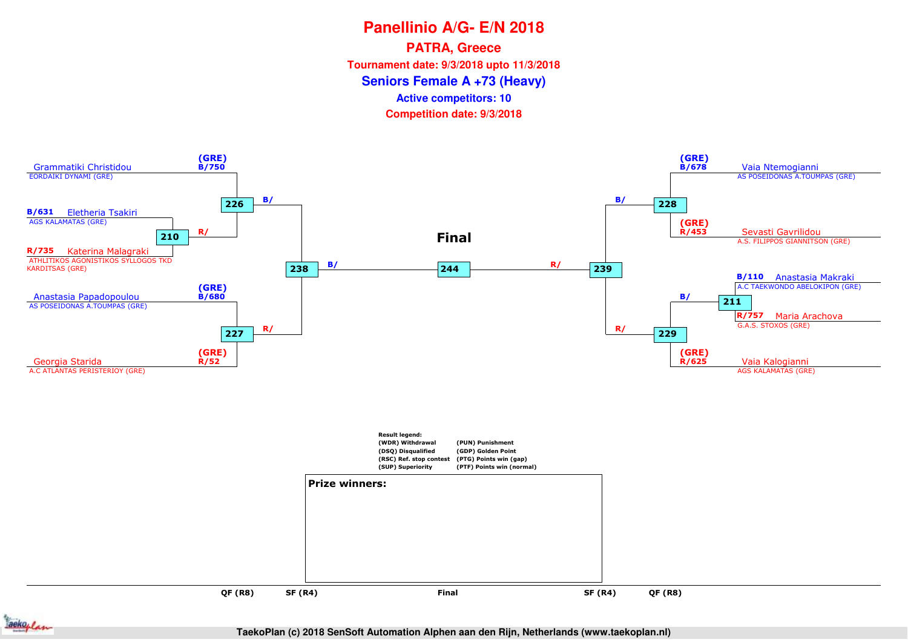# Panellinio A/G- E/N 2018

## PATRA, Greece

**Tournament date: 9/3/2018 upto 11/3/2018**

## Seniors Female A +73 (Heavy)

**Active competitors: 10**

**Competition date: 9/3/2018**

(GRE)
B/750
Grammatiki Christidou
EORDAIKI DYNAMI (GRE)

B/631 Eletheria Tsakiri
AGS KALAMATAS (GRE)

210

R/735 Katerina Malagraki
ATHLITIKOS AGONISTIKOS SYLLOGOS TKD KARDITSAS (GRE)

226

R/

B/

(GRE)
B/680
Anastasia Papadopoulou
AS POSEIDONAS A.TOUMPAS (GRE)

227

(GRE)
R/52
Georgia Starida
A.C ATLANTAS PERISTERIOY (GRE)

R/

238

B/

**Final**

244

R/

239

B/

(GRE)
B/678
Vaia Ntemogianni
AS POSEIDONAS A.TOUMPAS (GRE)

228

(GRE)
R/453
Sevasti Gavrilidou
A.S. FILIPPOS GIANNITSON (GRE)

R/

B/110 Anastasia Makraki
A.C TAEKWONDO ABELOKIPON (GRE)

B/

211

R/757 Maria Arachova
G.A.S. STOXOS (GRE)

229

(GRE)
R/625
Vaia Kalogianni
AGS KALAMATAS (GRE)

Result legend:

| | |
|---|---|
| (WDR) Withdrawal | (PUN) Punishment |
| (DSQ) Disqualified | (GDP) Golden Point |
| (RSC) Ref. stop contest | (PTG) Points win (gap) |
| (SUP) Superiority | (PTF) Points win (normal) |

**Prize winners:**

QF (R8) SF (R4) Final SF (R4) QF (R8)

TaekoPlan (c) 2018 SenSoft Automation Alphen aan den Rijn, Netherlands (www.taekoplan.nl)